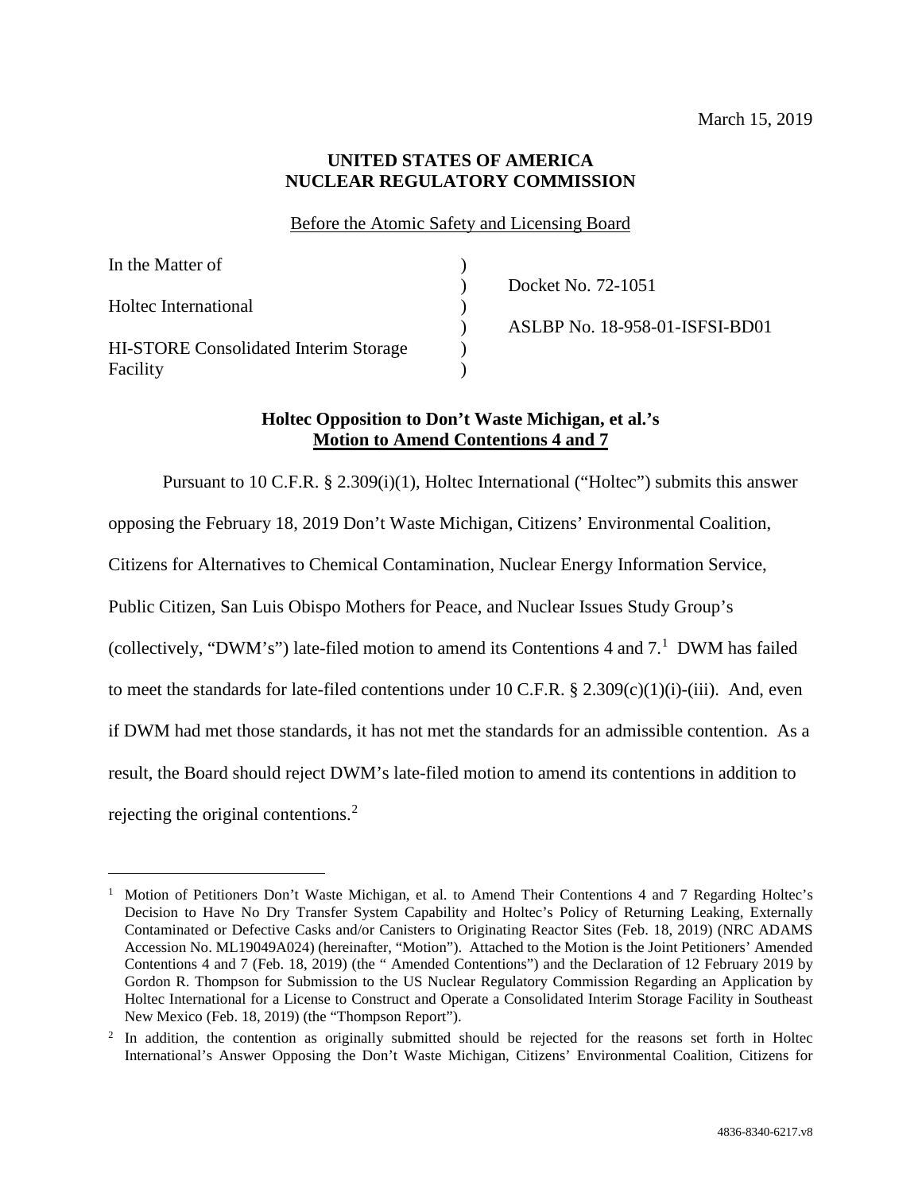March 15, 2019

**UNITED STATES OF AMERICA**
**NUCLEAR REGULATORY COMMISSION**

Before the Atomic Safety and Licensing Board

| | | |
|---|---|---|
| In the Matter of | ) | |
| | ) | Docket No. 72-1051 |
| Holtec International | ) | |
| | ) | ASLBP No. 18-958-01-ISFSI-BD01 |
| HI-STORE Consolidated Interim Storage Facility | ) | |
| | ) | |

**Holtec Opposition to Don't Waste Michigan, et al.'s**
**Motion to Amend Contentions 4 and 7**

Pursuant to 10 C.F.R. § 2.309(i)(1), Holtec International ("Holtec") submits this answer opposing the February 18, 2019 Don't Waste Michigan, Citizens' Environmental Coalition, Citizens for Alternatives to Chemical Contamination, Nuclear Energy Information Service, Public Citizen, San Luis Obispo Mothers for Peace, and Nuclear Issues Study Group's (collectively, "DWM's") late-filed motion to amend its Contentions 4 and 7.[1] DWM has failed to meet the standards for late-filed contentions under 10 C.F.R. § 2.309(c)(1)(i)-(iii). And, even if DWM had met those standards, it has not met the standards for an admissible contention. As a result, the Board should reject DWM's late-filed motion to amend its contentions in addition to rejecting the original contentions.[2]

---

[1] Motion of Petitioners Don't Waste Michigan, et al. to Amend Their Contentions 4 and 7 Regarding Holtec's Decision to Have No Dry Transfer System Capability and Holtec's Policy of Returning Leaking, Externally Contaminated or Defective Casks and/or Canisters to Originating Reactor Sites (Feb. 18, 2019) (NRC ADAMS Accession No. ML19049A024) (hereinafter, "Motion"). Attached to the Motion is the Joint Petitioners' Amended Contentions 4 and 7 (Feb. 18, 2019) (the " Amended Contentions") and the Declaration of 12 February 2019 by Gordon R. Thompson for Submission to the US Nuclear Regulatory Commission Regarding an Application by Holtec International for a License to Construct and Operate a Consolidated Interim Storage Facility in Southeast New Mexico (Feb. 18, 2019) (the "Thompson Report").

[2] In addition, the contention as originally submitted should be rejected for the reasons set forth in Holtec International's Answer Opposing the Don't Waste Michigan, Citizens' Environmental Coalition, Citizens for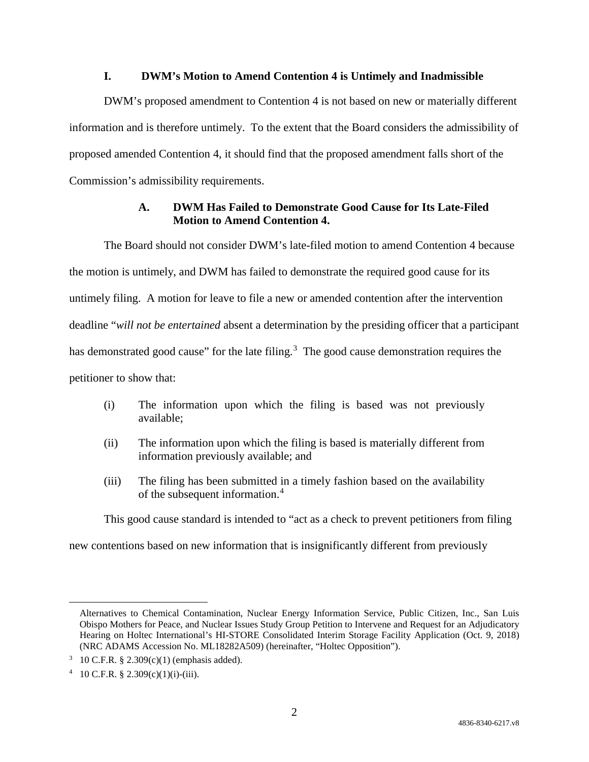## I. DWM's Motion to Amend Contention 4 is Untimely and Inadmissible

DWM's proposed amendment to Contention 4 is not based on new or materially different information and is therefore untimely. To the extent that the Board considers the admissibility of proposed amended Contention 4, it should find that the proposed amendment falls short of the Commission's admissibility requirements.

### A. DWM Has Failed to Demonstrate Good Cause for Its Late-Filed Motion to Amend Contention 4.

The Board should not consider DWM's late-filed motion to amend Contention 4 because the motion is untimely, and DWM has failed to demonstrate the required good cause for its untimely filing. A motion for leave to file a new or amended contention after the intervention deadline "*will not be entertained* absent a determination by the presiding officer that a participant has demonstrated good cause" for the late filing.[3] The good cause demonstration requires the petitioner to show that:

(i) The information upon which the filing is based was not previously available;

(ii) The information upon which the filing is based is materially different from information previously available; and

(iii) The filing has been submitted in a timely fashion based on the availability of the subsequent information.[4]

This good cause standard is intended to "act as a check to prevent petitioners from filing new contentions based on new information that is insignificantly different from previously

---

Alternatives to Chemical Contamination, Nuclear Energy Information Service, Public Citizen, Inc., San Luis Obispo Mothers for Peace, and Nuclear Issues Study Group Petition to Intervene and Request for an Adjudicatory Hearing on Holtec International's HI-STORE Consolidated Interim Storage Facility Application (Oct. 9, 2018) (NRC ADAMS Accession No. ML18282A509) (hereinafter, "Holtec Opposition").

[3] 10 C.F.R. § 2.309(c)(1) (emphasis added).

[4] 10 C.F.R. § 2.309(c)(1)(i)-(iii).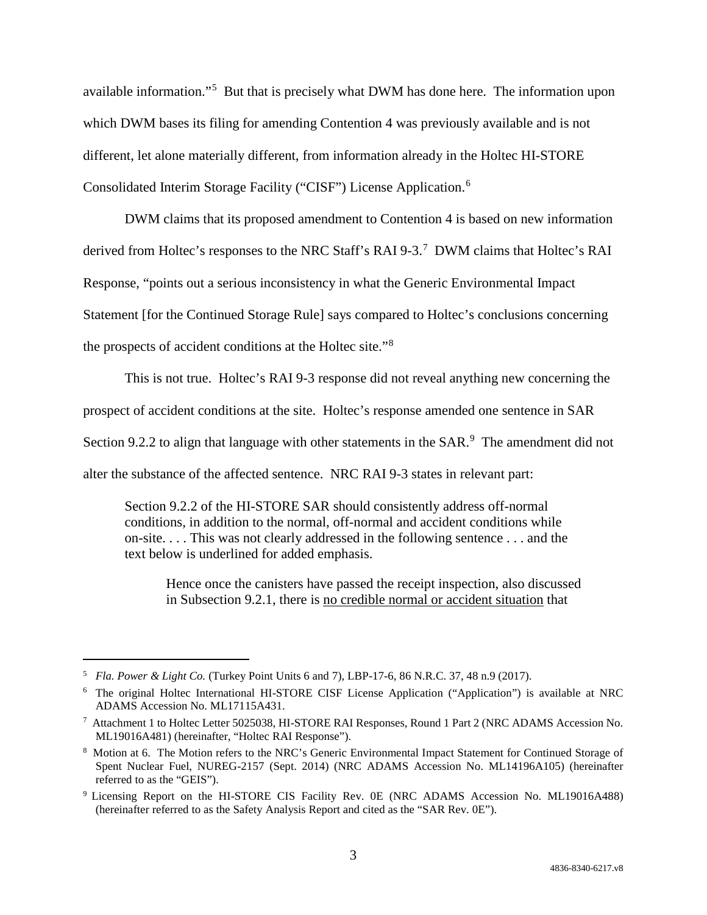available information."[5] But that is precisely what DWM has done here. The information upon which DWM bases its filing for amending Contention 4 was previously available and is not different, let alone materially different, from information already in the Holtec HI-STORE Consolidated Interim Storage Facility ("CISF") License Application.[6]

DWM claims that its proposed amendment to Contention 4 is based on new information derived from Holtec's responses to the NRC Staff's RAI 9-3.[7] DWM claims that Holtec's RAI Response, "points out a serious inconsistency in what the Generic Environmental Impact Statement [for the Continued Storage Rule] says compared to Holtec's conclusions concerning the prospects of accident conditions at the Holtec site."[8]

This is not true. Holtec's RAI 9-3 response did not reveal anything new concerning the prospect of accident conditions at the site. Holtec's response amended one sentence in SAR Section 9.2.2 to align that language with other statements in the SAR.[9] The amendment did not alter the substance of the affected sentence. NRC RAI 9-3 states in relevant part:

> Section 9.2.2 of the HI-STORE SAR should consistently address off-normal conditions, in addition to the normal, off-normal and accident conditions while on-site. . . . This was not clearly addressed in the following sentence . . . and the text below is underlined for added emphasis.
>
> > Hence once the canisters have passed the receipt inspection, also discussed in Subsection 9.2.1, there is <u>no credible normal or accident situation</u> that

---

[5] *Fla. Power & Light Co.* (Turkey Point Units 6 and 7), LBP-17-6, 86 N.R.C. 37, 48 n.9 (2017).

[6] The original Holtec International HI-STORE CISF License Application ("Application") is available at NRC ADAMS Accession No. ML17115A431.

[7] Attachment 1 to Holtec Letter 5025038, HI-STORE RAI Responses, Round 1 Part 2 (NRC ADAMS Accession No. ML19016A481) (hereinafter, "Holtec RAI Response").

[8] Motion at 6. The Motion refers to the NRC's Generic Environmental Impact Statement for Continued Storage of Spent Nuclear Fuel, NUREG-2157 (Sept. 2014) (NRC ADAMS Accession No. ML14196A105) (hereinafter referred to as the "GEIS").

[9] Licensing Report on the HI-STORE CIS Facility Rev. 0E (NRC ADAMS Accession No. ML19016A488) (hereinafter referred to as the Safety Analysis Report and cited as the "SAR Rev. 0E").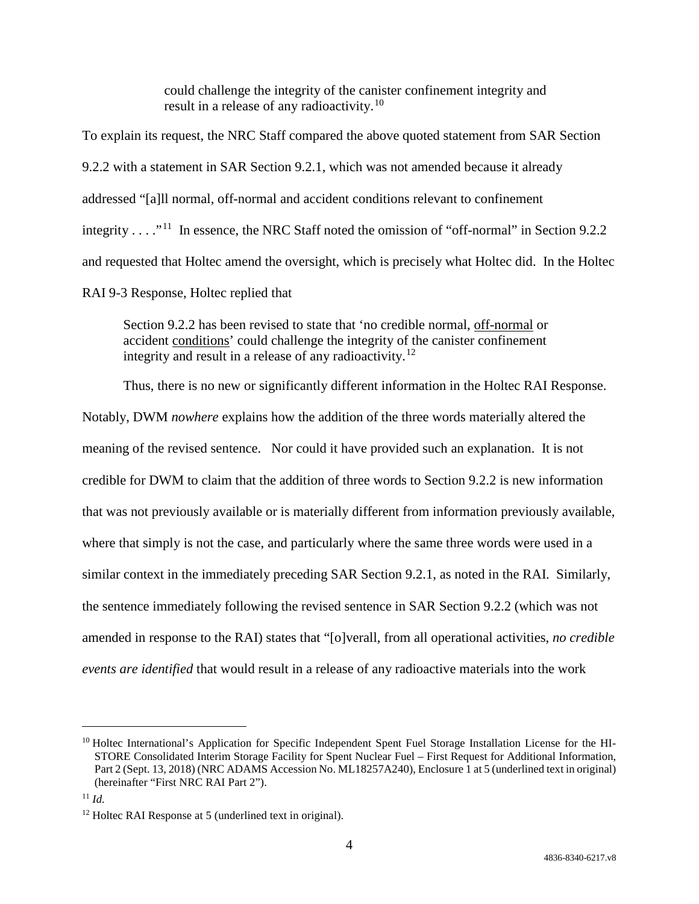> could challenge the integrity of the canister confinement integrity and result in a release of any radioactivity.[10]

To explain its request, the NRC Staff compared the above quoted statement from SAR Section 9.2.2 with a statement in SAR Section 9.2.1, which was not amended because it already addressed "[a]ll normal, off-normal and accident conditions relevant to confinement integrity . . . ."[11] In essence, the NRC Staff noted the omission of "off-normal" in Section 9.2.2 and requested that Holtec amend the oversight, which is precisely what Holtec did. In the Holtec RAI 9-3 Response, Holtec replied that

> Section 9.2.2 has been revised to state that 'no credible normal, <u>off-normal</u> or accident <u>conditions</u>' could challenge the integrity of the canister confinement integrity and result in a release of any radioactivity.[12]

Thus, there is no new or significantly different information in the Holtec RAI Response. Notably, DWM *nowhere* explains how the addition of the three words materially altered the meaning of the revised sentence. Nor could it have provided such an explanation. It is not credible for DWM to claim that the addition of three words to Section 9.2.2 is new information that was not previously available or is materially different from information previously available, where that simply is not the case, and particularly where the same three words were used in a similar context in the immediately preceding SAR Section 9.2.1, as noted in the RAI. Similarly, the sentence immediately following the revised sentence in SAR Section 9.2.2 (which was not amended in response to the RAI) states that "[o]verall, from all operational activities, *no credible events are identified* that would result in a release of any radioactive materials into the work

---

[10] Holtec International's Application for Specific Independent Spent Fuel Storage Installation License for the HI-STORE Consolidated Interim Storage Facility for Spent Nuclear Fuel – First Request for Additional Information, Part 2 (Sept. 13, 2018) (NRC ADAMS Accession No. ML18257A240), Enclosure 1 at 5 (underlined text in original) (hereinafter "First NRC RAI Part 2").

[11] *Id.*

[12] Holtec RAI Response at 5 (underlined text in original).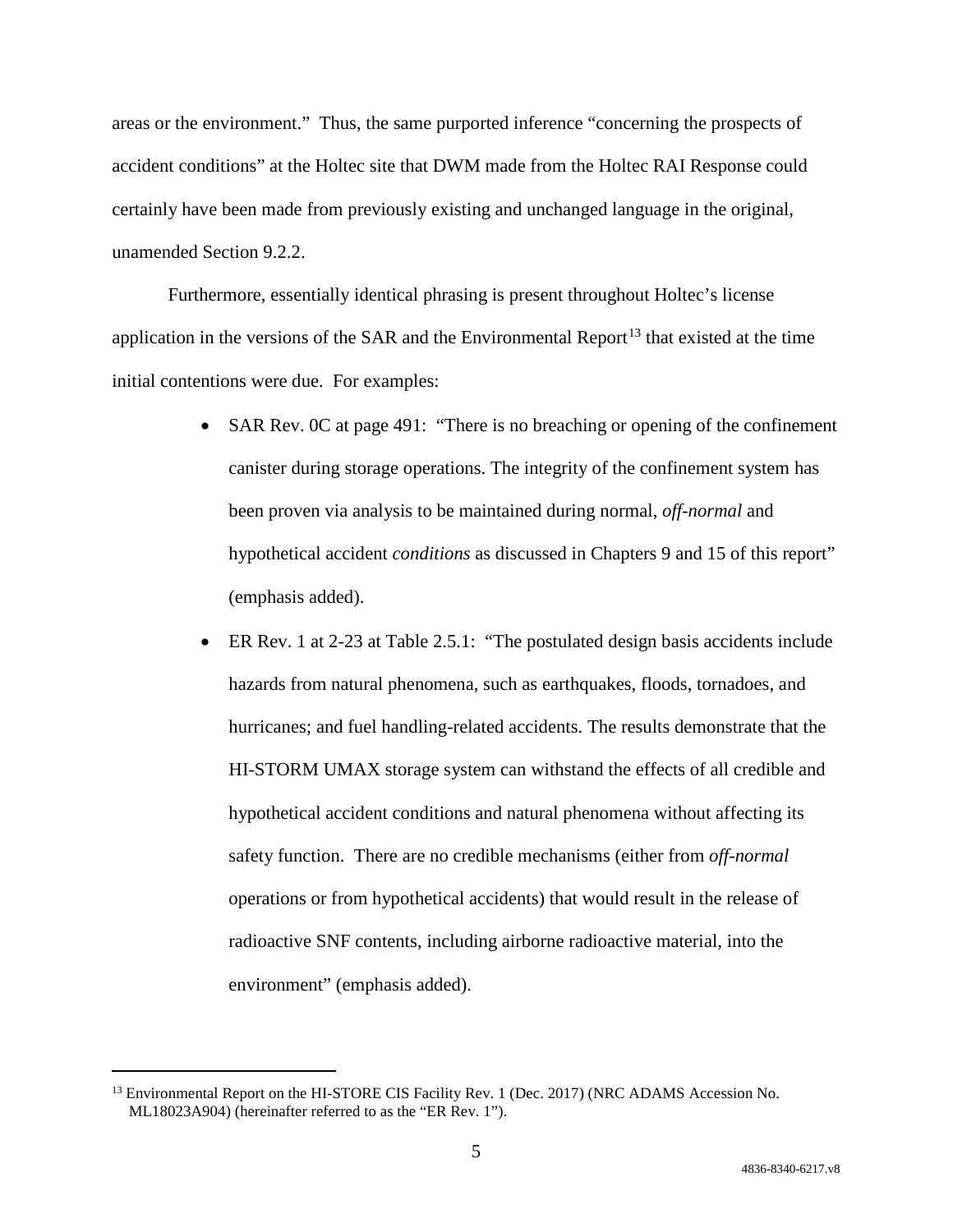areas or the environment." Thus, the same purported inference "concerning the prospects of accident conditions" at the Holtec site that DWM made from the Holtec RAI Response could certainly have been made from previously existing and unchanged language in the original, unamended Section 9.2.2.

Furthermore, essentially identical phrasing is present throughout Holtec's license application in the versions of the SAR and the Environmental Report[13] that existed at the time initial contentions were due. For examples:

- SAR Rev. 0C at page 491: "There is no breaching or opening of the confinement canister during storage operations. The integrity of the confinement system has been proven via analysis to be maintained during normal, *off-normal* and hypothetical accident *conditions* as discussed in Chapters 9 and 15 of this report" (emphasis added).
- ER Rev. 1 at 2-23 at Table 2.5.1: "The postulated design basis accidents include hazards from natural phenomena, such as earthquakes, floods, tornadoes, and hurricanes; and fuel handling-related accidents. The results demonstrate that the HI-STORM UMAX storage system can withstand the effects of all credible and hypothetical accident conditions and natural phenomena without affecting its safety function. There are no credible mechanisms (either from *off-normal* operations or from hypothetical accidents) that would result in the release of radioactive SNF contents, including airborne radioactive material, into the environment" (emphasis added).

[13] Environmental Report on the HI-STORE CIS Facility Rev. 1 (Dec. 2017) (NRC ADAMS Accession No. ML18023A904) (hereinafter referred to as the "ER Rev. 1").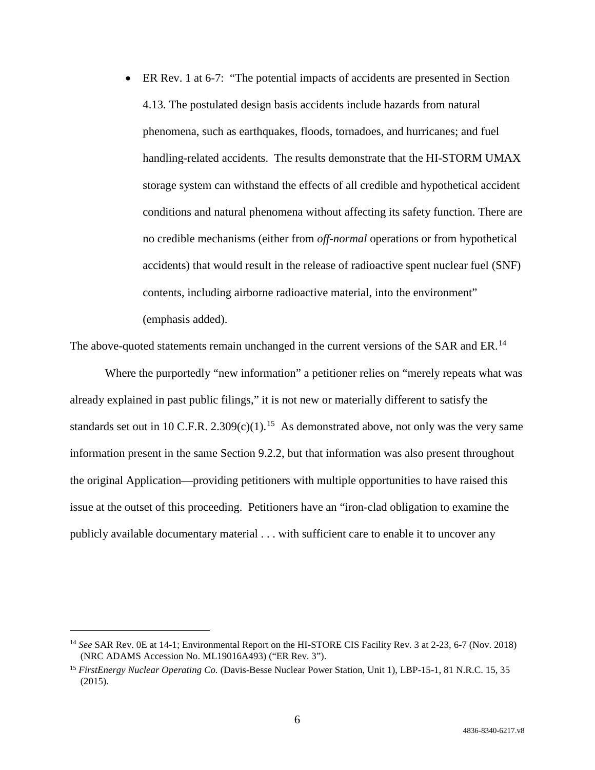- ER Rev. 1 at 6-7: "The potential impacts of accidents are presented in Section 4.13. The postulated design basis accidents include hazards from natural phenomena, such as earthquakes, floods, tornadoes, and hurricanes; and fuel handling-related accidents. The results demonstrate that the HI-STORM UMAX storage system can withstand the effects of all credible and hypothetical accident conditions and natural phenomena without affecting its safety function. There are no credible mechanisms (either from *off-normal* operations or from hypothetical accidents) that would result in the release of radioactive spent nuclear fuel (SNF) contents, including airborne radioactive material, into the environment" (emphasis added).

The above-quoted statements remain unchanged in the current versions of the SAR and ER.[14]

Where the purportedly "new information" a petitioner relies on "merely repeats what was already explained in past public filings," it is not new or materially different to satisfy the standards set out in 10 C.F.R. 2.309(c)(1).[15] As demonstrated above, not only was the very same information present in the same Section 9.2.2, but that information was also present throughout the original Application—providing petitioners with multiple opportunities to have raised this issue at the outset of this proceeding. Petitioners have an "iron-clad obligation to examine the publicly available documentary material . . . with sufficient care to enable it to uncover any

---

[14] *See* SAR Rev. 0E at 14-1; Environmental Report on the HI-STORE CIS Facility Rev. 3 at 2-23, 6-7 (Nov. 2018) (NRC ADAMS Accession No. ML19016A493) ("ER Rev. 3").

[15] *FirstEnergy Nuclear Operating Co.* (Davis-Besse Nuclear Power Station, Unit 1), LBP-15-1, 81 N.R.C. 15, 35 (2015).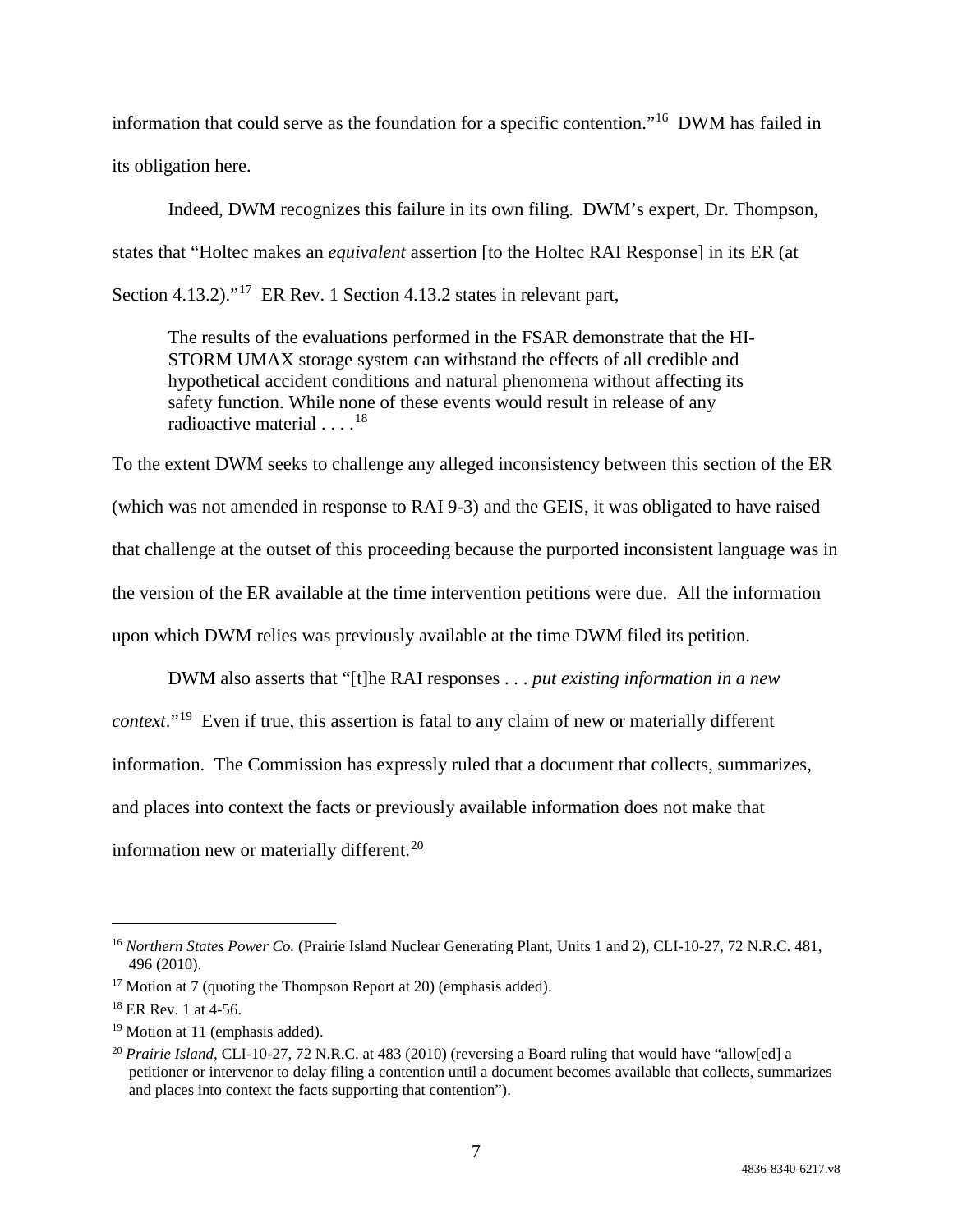information that could serve as the foundation for a specific contention."[16] DWM has failed in its obligation here.

Indeed, DWM recognizes this failure in its own filing. DWM's expert, Dr. Thompson, states that "Holtec makes an *equivalent* assertion [to the Holtec RAI Response] in its ER (at Section 4.13.2)."[17] ER Rev. 1 Section 4.13.2 states in relevant part,

> The results of the evaluations performed in the FSAR demonstrate that the HI-STORM UMAX storage system can withstand the effects of all credible and hypothetical accident conditions and natural phenomena without affecting its safety function. While none of these events would result in release of any radioactive material . . . .[18]

To the extent DWM seeks to challenge any alleged inconsistency between this section of the ER (which was not amended in response to RAI 9-3) and the GEIS, it was obligated to have raised that challenge at the outset of this proceeding because the purported inconsistent language was in the version of the ER available at the time intervention petitions were due. All the information upon which DWM relies was previously available at the time DWM filed its petition.

DWM also asserts that "[t]he RAI responses . . . *put existing information in a new context*."[19] Even if true, this assertion is fatal to any claim of new or materially different information. The Commission has expressly ruled that a document that collects, summarizes, and places into context the facts or previously available information does not make that information new or materially different.[20]

---

[16] *Northern States Power Co.* (Prairie Island Nuclear Generating Plant, Units 1 and 2), CLI-10-27, 72 N.R.C. 481, 496 (2010).

[17] Motion at 7 (quoting the Thompson Report at 20) (emphasis added).

[18] ER Rev. 1 at 4-56.

[19] Motion at 11 (emphasis added).

[20] *Prairie Island*, CLI-10-27, 72 N.R.C. at 483 (2010) (reversing a Board ruling that would have "allow[ed] a petitioner or intervenor to delay filing a contention until a document becomes available that collects, summarizes and places into context the facts supporting that contention").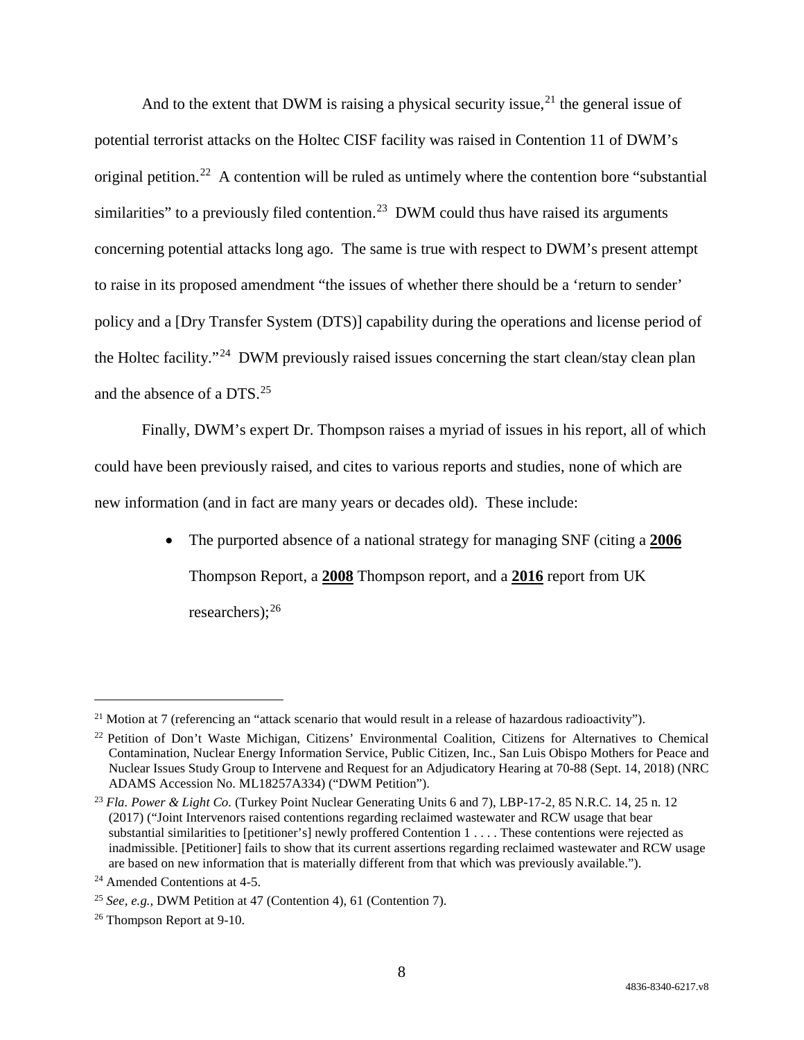And to the extent that DWM is raising a physical security issue,[21] the general issue of potential terrorist attacks on the Holtec CISF facility was raised in Contention 11 of DWM's original petition.[22] A contention will be ruled as untimely where the contention bore "substantial similarities" to a previously filed contention.[23] DWM could thus have raised its arguments concerning potential attacks long ago. The same is true with respect to DWM's present attempt to raise in its proposed amendment "the issues of whether there should be a 'return to sender' policy and a [Dry Transfer System (DTS)] capability during the operations and license period of the Holtec facility."[24] DWM previously raised issues concerning the start clean/stay clean plan and the absence of a DTS.[25]

Finally, DWM's expert Dr. Thompson raises a myriad of issues in his report, all of which could have been previously raised, and cites to various reports and studies, none of which are new information (and in fact are many years or decades old). These include:

- The purported absence of a national strategy for managing SNF (citing a **2006** Thompson Report, a **2008** Thompson report, and a **2016** report from UK researchers);[26]

---

[21] Motion at 7 (referencing an "attack scenario that would result in a release of hazardous radioactivity").

[22] Petition of Don't Waste Michigan, Citizens' Environmental Coalition, Citizens for Alternatives to Chemical Contamination, Nuclear Energy Information Service, Public Citizen, Inc., San Luis Obispo Mothers for Peace and Nuclear Issues Study Group to Intervene and Request for an Adjudicatory Hearing at 70-88 (Sept. 14, 2018) (NRC ADAMS Accession No. ML18257A334) ("DWM Petition").

[23] *Fla. Power & Light Co.* (Turkey Point Nuclear Generating Units 6 and 7), LBP-17-2, 85 N.R.C. 14, 25 n. 12 (2017) ("Joint Intervenors raised contentions regarding reclaimed wastewater and RCW usage that bear substantial similarities to [petitioner's] newly proffered Contention 1 . . . . These contentions were rejected as inadmissible. [Petitioner] fails to show that its current assertions regarding reclaimed wastewater and RCW usage are based on new information that is materially different from that which was previously available.").

[24] Amended Contentions at 4-5.

[25] *See, e.g.,* DWM Petition at 47 (Contention 4), 61 (Contention 7).

[26] Thompson Report at 9-10.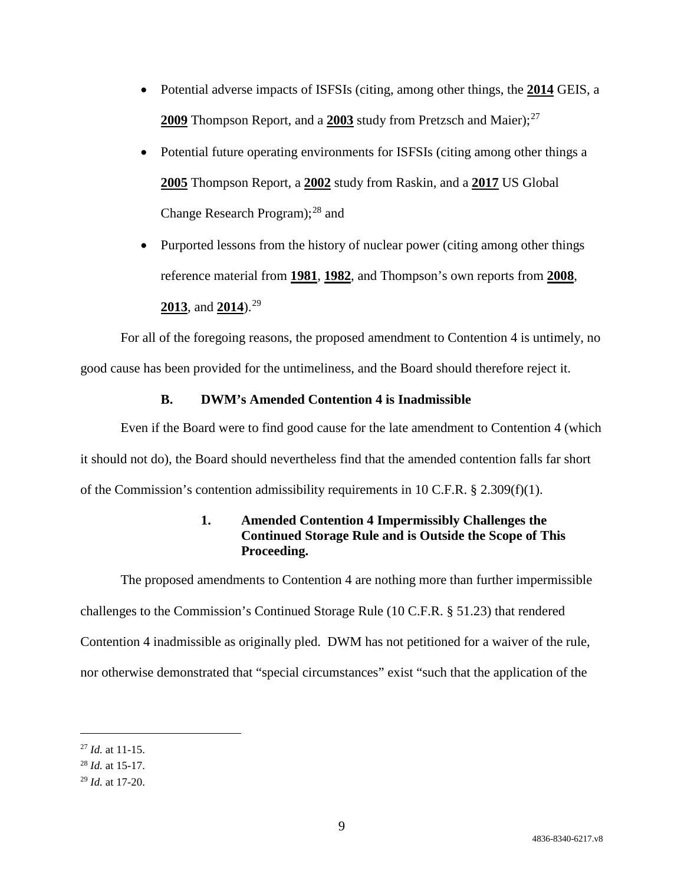- Potential adverse impacts of ISFSIs (citing, among other things, the **2014** GEIS, a **2009** Thompson Report, and a **2003** study from Pretzsch and Maier);[27]

- Potential future operating environments for ISFSIs (citing among other things a **2005** Thompson Report, a **2002** study from Raskin, and a **2017** US Global Change Research Program);[28] and

- Purported lessons from the history of nuclear power (citing among other things reference material from **1981**, **1982**, and Thompson's own reports from **2008**, **2013**, and **2014**).[29]

For all of the foregoing reasons, the proposed amendment to Contention 4 is untimely, no good cause has been provided for the untimeliness, and the Board should therefore reject it.

### B. DWM's Amended Contention 4 is Inadmissible

Even if the Board were to find good cause for the late amendment to Contention 4 (which it should not do), the Board should nevertheless find that the amended contention falls far short of the Commission's contention admissibility requirements in 10 C.F.R. § 2.309(f)(1).

#### 1. Amended Contention 4 Impermissibly Challenges the Continued Storage Rule and is Outside the Scope of This Proceeding.

The proposed amendments to Contention 4 are nothing more than further impermissible challenges to the Commission's Continued Storage Rule (10 C.F.R. § 51.23) that rendered Contention 4 inadmissible as originally pled. DWM has not petitioned for a waiver of the rule, nor otherwise demonstrated that "special circumstances" exist "such that the application of the

---

[27] *Id.* at 11-15.

[28] *Id.* at 15-17.

[29] *Id.* at 17-20.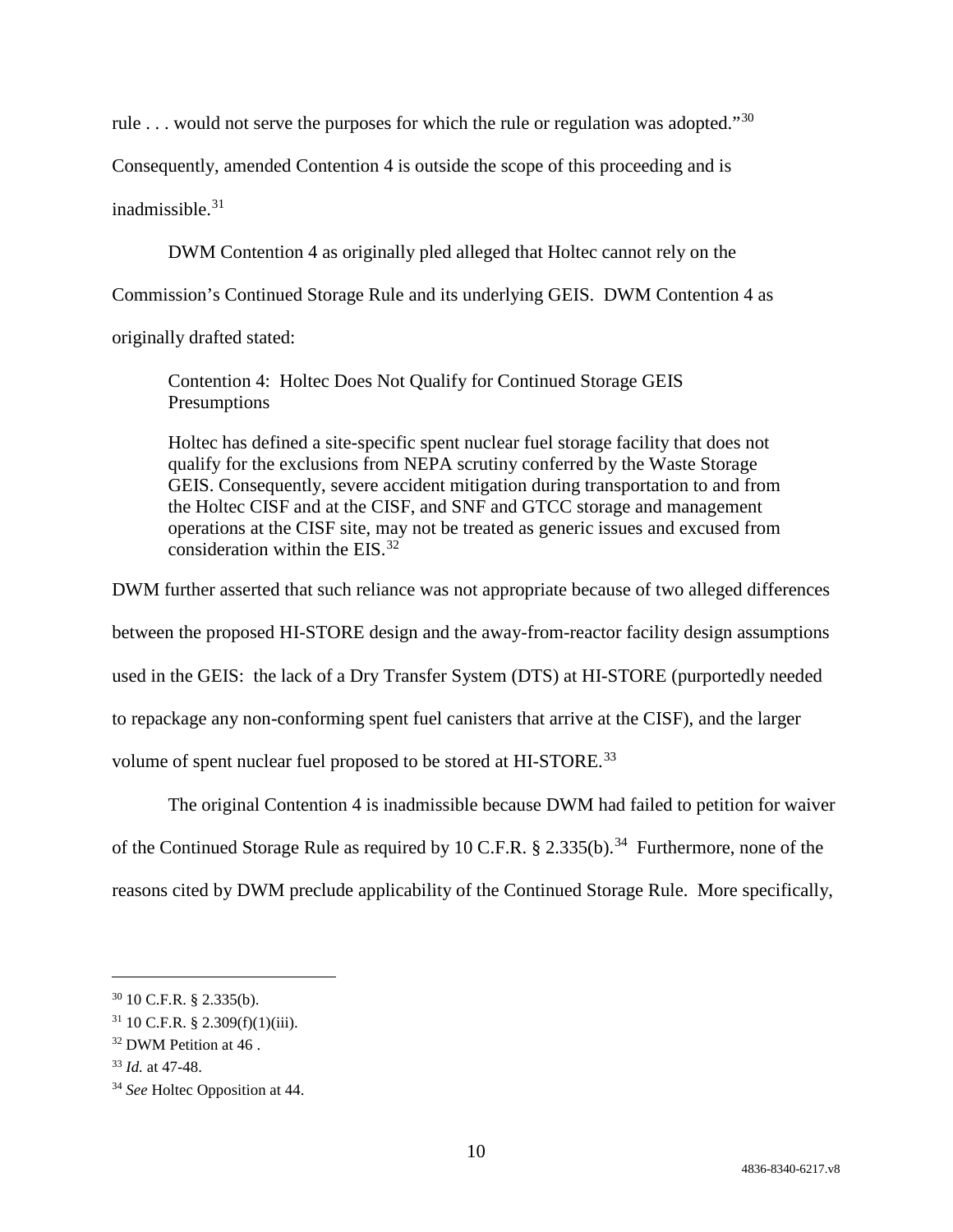rule . . . would not serve the purposes for which the rule or regulation was adopted."[30] Consequently, amended Contention 4 is outside the scope of this proceeding and is inadmissible.[31]

DWM Contention 4 as originally pled alleged that Holtec cannot rely on the Commission's Continued Storage Rule and its underlying GEIS. DWM Contention 4 as originally drafted stated:

> Contention 4: Holtec Does Not Qualify for Continued Storage GEIS Presumptions
>
> Holtec has defined a site-specific spent nuclear fuel storage facility that does not qualify for the exclusions from NEPA scrutiny conferred by the Waste Storage GEIS. Consequently, severe accident mitigation during transportation to and from the Holtec CISF and at the CISF, and SNF and GTCC storage and management operations at the CISF site, may not be treated as generic issues and excused from consideration within the EIS.[32]

DWM further asserted that such reliance was not appropriate because of two alleged differences between the proposed HI-STORE design and the away-from-reactor facility design assumptions used in the GEIS: the lack of a Dry Transfer System (DTS) at HI-STORE (purportedly needed to repackage any non-conforming spent fuel canisters that arrive at the CISF), and the larger volume of spent nuclear fuel proposed to be stored at HI-STORE.[33]

The original Contention 4 is inadmissible because DWM had failed to petition for waiver of the Continued Storage Rule as required by 10 C.F.R. § 2.335(b).[34] Furthermore, none of the reasons cited by DWM preclude applicability of the Continued Storage Rule. More specifically,

---

[30] 10 C.F.R. § 2.335(b).

[31] 10 C.F.R. § 2.309(f)(1)(iii).

[32] DWM Petition at 46 .

[33] *Id.* at 47-48.

[34] *See* Holtec Opposition at 44.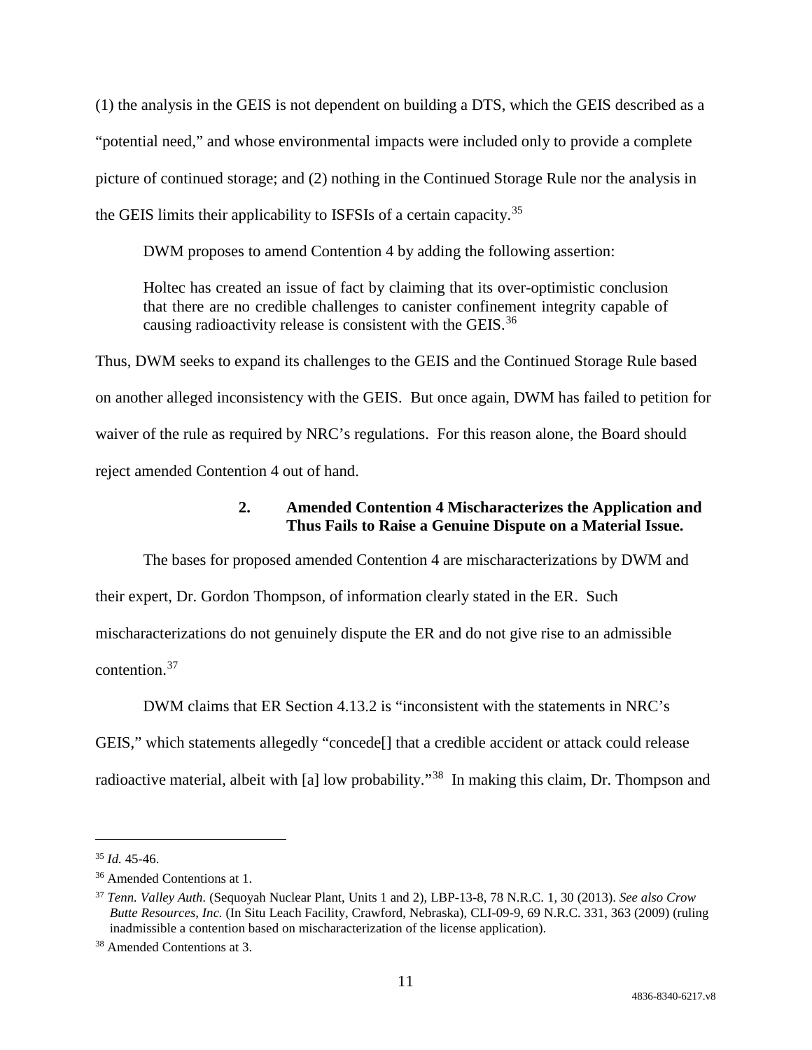(1) the analysis in the GEIS is not dependent on building a DTS, which the GEIS described as a "potential need," and whose environmental impacts were included only to provide a complete picture of continued storage; and (2) nothing in the Continued Storage Rule nor the analysis in the GEIS limits their applicability to ISFSIs of a certain capacity.[35]

DWM proposes to amend Contention 4 by adding the following assertion:

> Holtec has created an issue of fact by claiming that its over-optimistic conclusion that there are no credible challenges to canister confinement integrity capable of causing radioactivity release is consistent with the GEIS.[36]

Thus, DWM seeks to expand its challenges to the GEIS and the Continued Storage Rule based on another alleged inconsistency with the GEIS. But once again, DWM has failed to petition for waiver of the rule as required by NRC's regulations. For this reason alone, the Board should reject amended Contention 4 out of hand.

### 2. Amended Contention 4 Mischaracterizes the Application and Thus Fails to Raise a Genuine Dispute on a Material Issue.

The bases for proposed amended Contention 4 are mischaracterizations by DWM and their expert, Dr. Gordon Thompson, of information clearly stated in the ER. Such mischaracterizations do not genuinely dispute the ER and do not give rise to an admissible contention.[37]

DWM claims that ER Section 4.13.2 is "inconsistent with the statements in NRC's GEIS," which statements allegedly "concede[] that a credible accident or attack could release radioactive material, albeit with [a] low probability."[38] In making this claim, Dr. Thompson and

---

[35] *Id.* 45-46.

[36] Amended Contentions at 1.

[37] *Tenn. Valley Auth.* (Sequoyah Nuclear Plant, Units 1 and 2), LBP-13-8, 78 N.R.C. 1, 30 (2013). *See also Crow Butte Resources, Inc.* (In Situ Leach Facility, Crawford, Nebraska), CLI-09-9, 69 N.R.C. 331, 363 (2009) (ruling inadmissible a contention based on mischaracterization of the license application).

[38] Amended Contentions at 3.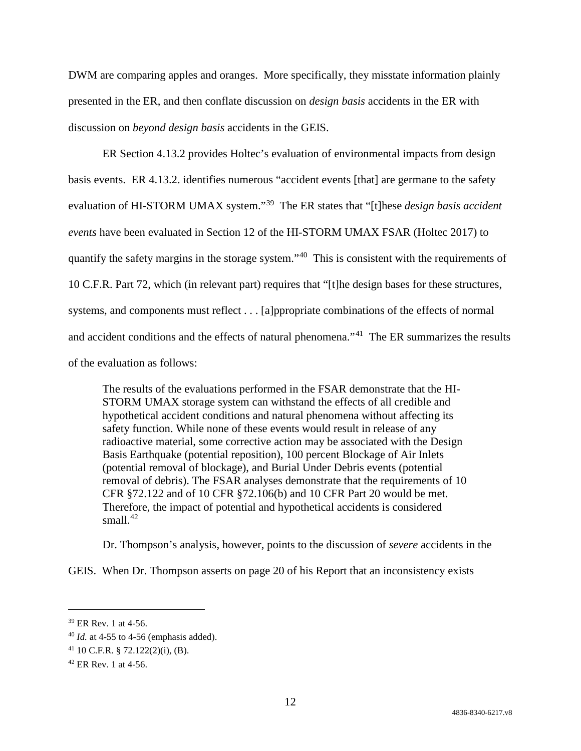DWM are comparing apples and oranges. More specifically, they misstate information plainly presented in the ER, and then conflate discussion on *design basis* accidents in the ER with discussion on *beyond design basis* accidents in the GEIS.

ER Section 4.13.2 provides Holtec's evaluation of environmental impacts from design basis events. ER 4.13.2. identifies numerous "accident events [that] are germane to the safety evaluation of HI-STORM UMAX system."[39] The ER states that "[t]hese *design basis accident events* have been evaluated in Section 12 of the HI-STORM UMAX FSAR (Holtec 2017) to quantify the safety margins in the storage system."[40] This is consistent with the requirements of 10 C.F.R. Part 72, which (in relevant part) requires that "[t]he design bases for these structures, systems, and components must reflect . . . [a]ppropriate combinations of the effects of normal and accident conditions and the effects of natural phenomena."[41] The ER summarizes the results of the evaluation as follows:

> The results of the evaluations performed in the FSAR demonstrate that the HI-STORM UMAX storage system can withstand the effects of all credible and hypothetical accident conditions and natural phenomena without affecting its safety function. While none of these events would result in release of any radioactive material, some corrective action may be associated with the Design Basis Earthquake (potential reposition), 100 percent Blockage of Air Inlets (potential removal of blockage), and Burial Under Debris events (potential removal of debris). The FSAR analyses demonstrate that the requirements of 10 CFR §72.122 and of 10 CFR §72.106(b) and 10 CFR Part 20 would be met. Therefore, the impact of potential and hypothetical accidents is considered small.[42]

Dr. Thompson's analysis, however, points to the discussion of *severe* accidents in the GEIS. When Dr. Thompson asserts on page 20 of his Report that an inconsistency exists

---

[39] ER Rev. 1 at 4-56.

[40] *Id.* at 4-55 to 4-56 (emphasis added).

[41] 10 C.F.R. § 72.122(2)(i), (B).

[42] ER Rev. 1 at 4-56.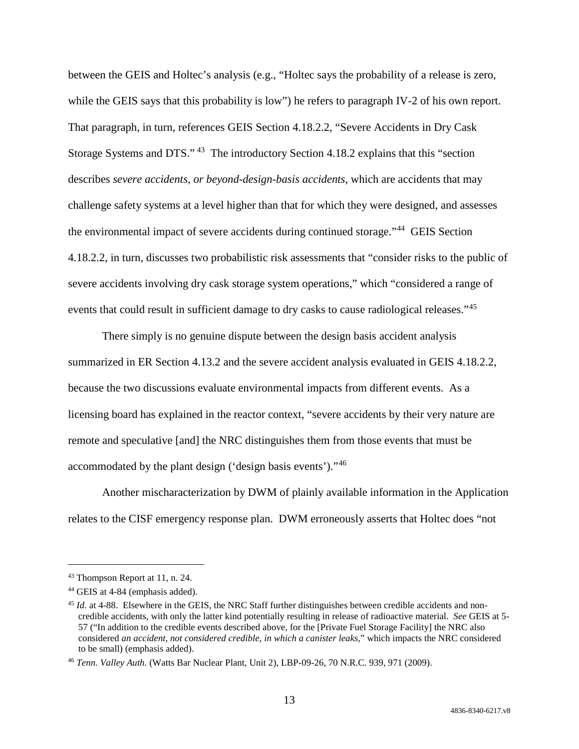between the GEIS and Holtec's analysis (e.g., "Holtec says the probability of a release is zero, while the GEIS says that this probability is low") he refers to paragraph IV-2 of his own report. That paragraph, in turn, references GEIS Section 4.18.2.2, "Severe Accidents in Dry Cask Storage Systems and DTS."[43] The introductory Section 4.18.2 explains that this "section describes *severe accidents, or beyond-design-basis accidents*, which are accidents that may challenge safety systems at a level higher than that for which they were designed, and assesses the environmental impact of severe accidents during continued storage."[44] GEIS Section 4.18.2.2, in turn, discusses two probabilistic risk assessments that "consider risks to the public of severe accidents involving dry cask storage system operations," which "considered a range of events that could result in sufficient damage to dry casks to cause radiological releases."[45]

There simply is no genuine dispute between the design basis accident analysis summarized in ER Section 4.13.2 and the severe accident analysis evaluated in GEIS 4.18.2.2, because the two discussions evaluate environmental impacts from different events. As a licensing board has explained in the reactor context, "severe accidents by their very nature are remote and speculative [and] the NRC distinguishes them from those events that must be accommodated by the plant design ('design basis events')."[46]

Another mischaracterization by DWM of plainly available information in the Application relates to the CISF emergency response plan. DWM erroneously asserts that Holtec does "not

---

[43] Thompson Report at 11, n. 24.

[44] GEIS at 4-84 (emphasis added).

[45] *Id.* at 4-88. Elsewhere in the GEIS, the NRC Staff further distinguishes between credible accidents and non-credible accidents, with only the latter kind potentially resulting in release of radioactive material. *See* GEIS at 5-57 ("In addition to the credible events described above, for the [Private Fuel Storage Facility] the NRC also considered *an accident, not considered credible, in which a canister leaks*," which impacts the NRC considered to be small) (emphasis added).

[46] *Tenn. Valley Auth.* (Watts Bar Nuclear Plant, Unit 2), LBP-09-26, 70 N.R.C. 939, 971 (2009).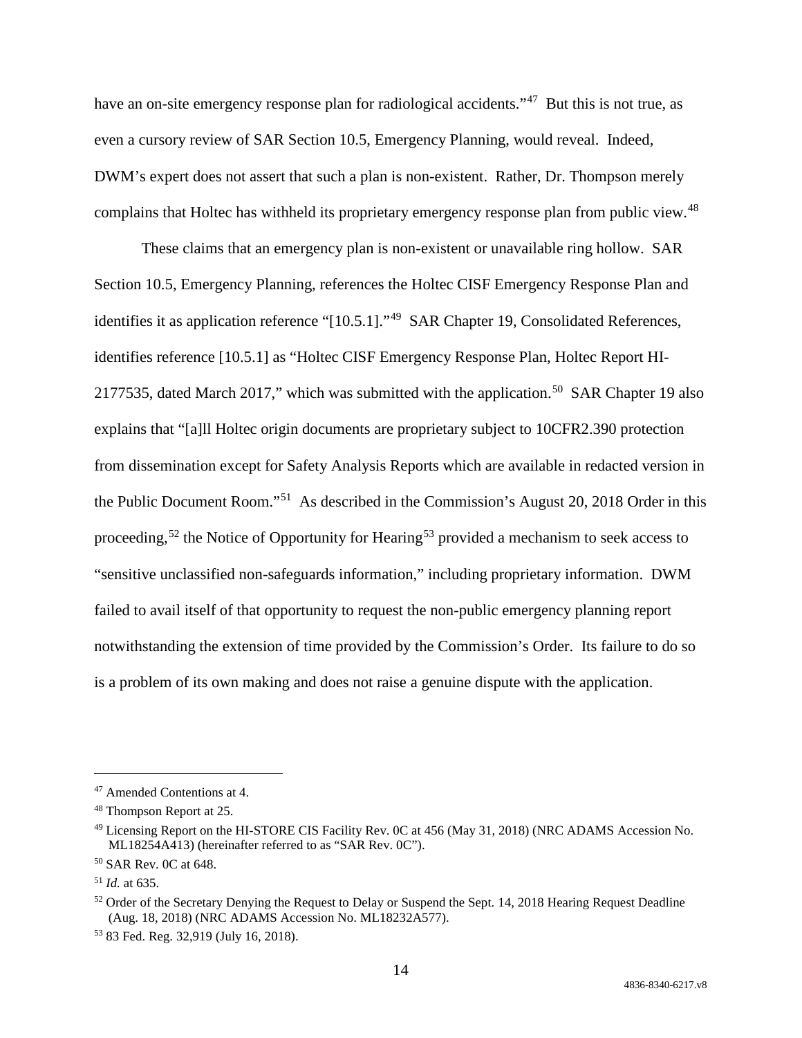have an on-site emergency response plan for radiological accidents."[47] But this is not true, as even a cursory review of SAR Section 10.5, Emergency Planning, would reveal. Indeed, DWM's expert does not assert that such a plan is non-existent. Rather, Dr. Thompson merely complains that Holtec has withheld its proprietary emergency response plan from public view.[48]

These claims that an emergency plan is non-existent or unavailable ring hollow. SAR Section 10.5, Emergency Planning, references the Holtec CISF Emergency Response Plan and identifies it as application reference "[10.5.1]."[49] SAR Chapter 19, Consolidated References, identifies reference [10.5.1] as "Holtec CISF Emergency Response Plan, Holtec Report HI-2177535, dated March 2017," which was submitted with the application.[50] SAR Chapter 19 also explains that "[a]ll Holtec origin documents are proprietary subject to 10CFR2.390 protection from dissemination except for Safety Analysis Reports which are available in redacted version in the Public Document Room."[51] As described in the Commission's August 20, 2018 Order in this proceeding,[52] the Notice of Opportunity for Hearing[53] provided a mechanism to seek access to "sensitive unclassified non-safeguards information," including proprietary information. DWM failed to avail itself of that opportunity to request the non-public emergency planning report notwithstanding the extension of time provided by the Commission's Order. Its failure to do so is a problem of its own making and does not raise a genuine dispute with the application.

---

[47] Amended Contentions at 4.

[48] Thompson Report at 25.

[49] Licensing Report on the HI-STORE CIS Facility Rev. 0C at 456 (May 31, 2018) (NRC ADAMS Accession No. ML18254A413) (hereinafter referred to as "SAR Rev. 0C").

[50] SAR Rev. 0C at 648.

[51] *Id.* at 635.

[52] Order of the Secretary Denying the Request to Delay or Suspend the Sept. 14, 2018 Hearing Request Deadline (Aug. 18, 2018) (NRC ADAMS Accession No. ML18232A577).

[53] 83 Fed. Reg. 32,919 (July 16, 2018).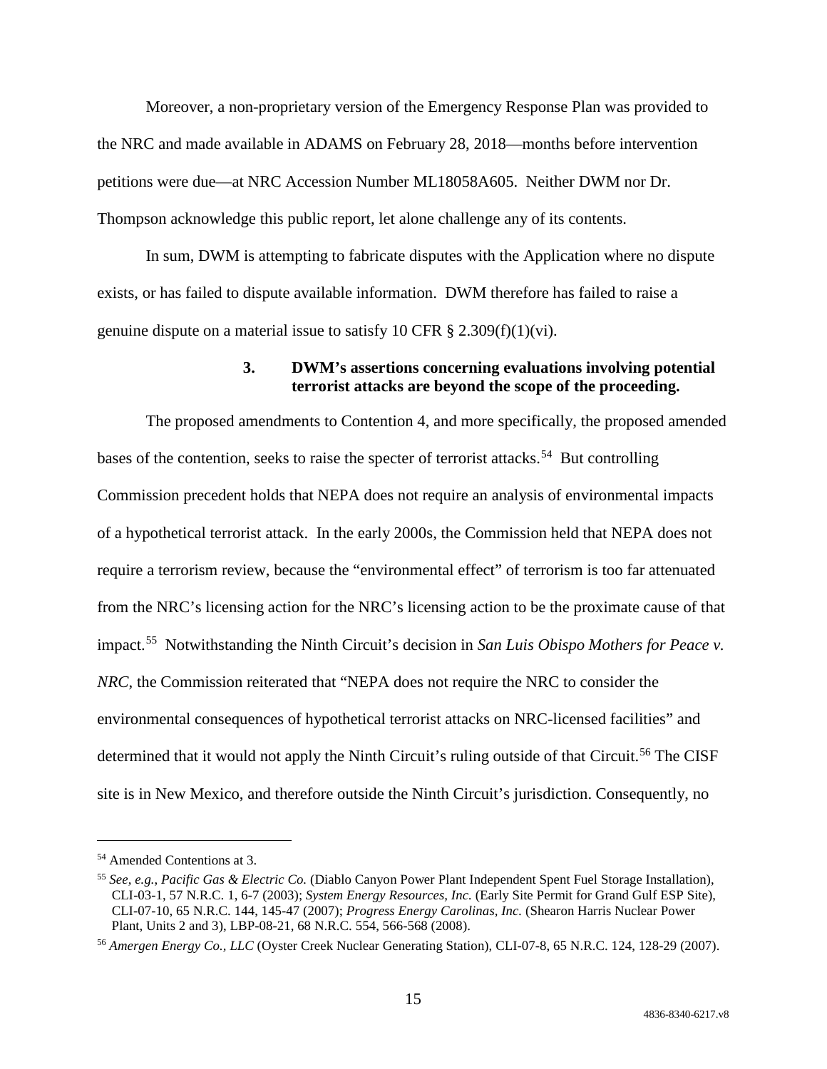Moreover, a non-proprietary version of the Emergency Response Plan was provided to the NRC and made available in ADAMS on February 28, 2018—months before intervention petitions were due—at NRC Accession Number ML18058A605. Neither DWM nor Dr. Thompson acknowledge this public report, let alone challenge any of its contents.

In sum, DWM is attempting to fabricate disputes with the Application where no dispute exists, or has failed to dispute available information. DWM therefore has failed to raise a genuine dispute on a material issue to satisfy 10 CFR § 2.309(f)(1)(vi).

#### 3. DWM's assertions concerning evaluations involving potential terrorist attacks are beyond the scope of the proceeding.

The proposed amendments to Contention 4, and more specifically, the proposed amended bases of the contention, seeks to raise the specter of terrorist attacks.[54] But controlling Commission precedent holds that NEPA does not require an analysis of environmental impacts of a hypothetical terrorist attack. In the early 2000s, the Commission held that NEPA does not require a terrorism review, because the "environmental effect" of terrorism is too far attenuated from the NRC's licensing action for the NRC's licensing action to be the proximate cause of that impact.[55] Notwithstanding the Ninth Circuit's decision in *San Luis Obispo Mothers for Peace v. NRC*, the Commission reiterated that "NEPA does not require the NRC to consider the environmental consequences of hypothetical terrorist attacks on NRC-licensed facilities" and determined that it would not apply the Ninth Circuit's ruling outside of that Circuit.[56] The CISF site is in New Mexico, and therefore outside the Ninth Circuit's jurisdiction. Consequently, no

---

[54] Amended Contentions at 3.

[55] *See, e.g.*, *Pacific Gas & Electric Co.* (Diablo Canyon Power Plant Independent Spent Fuel Storage Installation), CLI-03-1, 57 N.R.C. 1, 6-7 (2003); *System Energy Resources, Inc.* (Early Site Permit for Grand Gulf ESP Site), CLI-07-10, 65 N.R.C. 144, 145-47 (2007); *Progress Energy Carolinas, Inc.* (Shearon Harris Nuclear Power Plant, Units 2 and 3), LBP-08-21, 68 N.R.C. 554, 566-568 (2008).

[56] *Amergen Energy Co., LLC* (Oyster Creek Nuclear Generating Station), CLI-07-8, 65 N.R.C. 124, 128-29 (2007).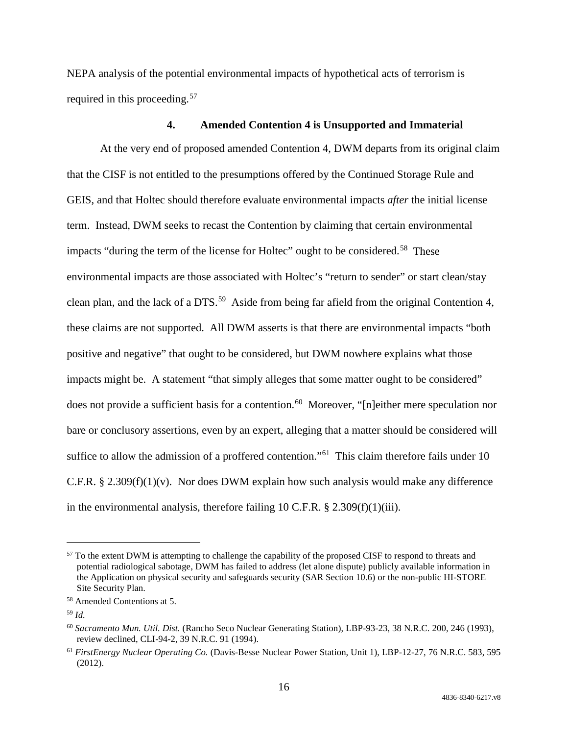NEPA analysis of the potential environmental impacts of hypothetical acts of terrorism is required in this proceeding.[57]

### 4. Amended Contention 4 is Unsupported and Immaterial

At the very end of proposed amended Contention 4, DWM departs from its original claim that the CISF is not entitled to the presumptions offered by the Continued Storage Rule and GEIS, and that Holtec should therefore evaluate environmental impacts *after* the initial license term. Instead, DWM seeks to recast the Contention by claiming that certain environmental impacts "during the term of the license for Holtec" ought to be considered.[58] These environmental impacts are those associated with Holtec's "return to sender" or start clean/stay clean plan, and the lack of a DTS.[59] Aside from being far afield from the original Contention 4, these claims are not supported. All DWM asserts is that there are environmental impacts "both positive and negative" that ought to be considered, but DWM nowhere explains what those impacts might be. A statement "that simply alleges that some matter ought to be considered" does not provide a sufficient basis for a contention.[60] Moreover, "[n]either mere speculation nor bare or conclusory assertions, even by an expert, alleging that a matter should be considered will suffice to allow the admission of a proffered contention."[61] This claim therefore fails under 10 C.F.R. § 2.309(f)(1)(v). Nor does DWM explain how such analysis would make any difference in the environmental analysis, therefore failing 10 C.F.R. § 2.309(f)(1)(iii).

---

[57] To the extent DWM is attempting to challenge the capability of the proposed CISF to respond to threats and potential radiological sabotage, DWM has failed to address (let alone dispute) publicly available information in the Application on physical security and safeguards security (SAR Section 10.6) or the non-public HI-STORE Site Security Plan.

[58] Amended Contentions at 5.

[59] *Id.*

[60] *Sacramento Mun. Util. Dist.* (Rancho Seco Nuclear Generating Station), LBP-93-23, 38 N.R.C. 200, 246 (1993), review declined, CLI-94-2, 39 N.R.C. 91 (1994).

[61] *FirstEnergy Nuclear Operating Co.* (Davis-Besse Nuclear Power Station, Unit 1), LBP-12-27, 76 N.R.C. 583, 595 (2012).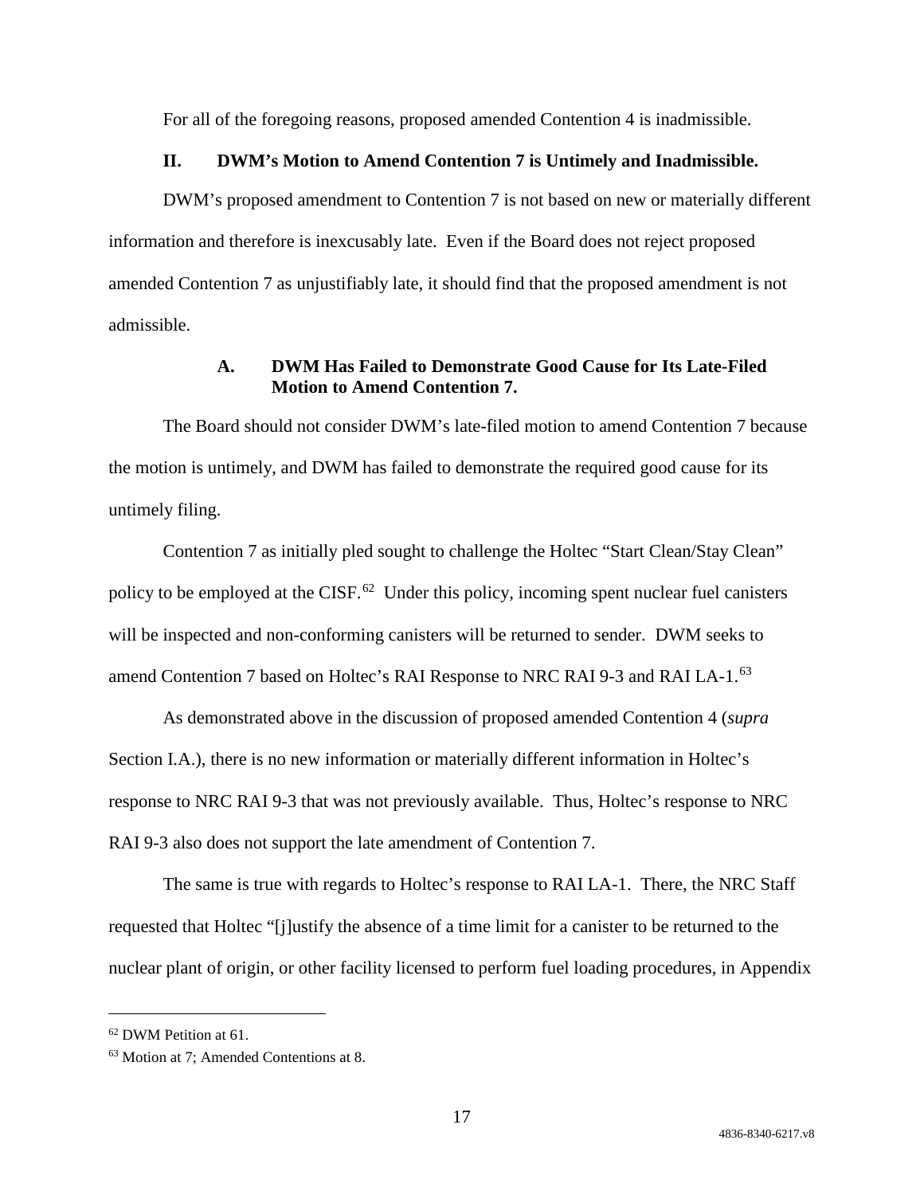For all of the foregoing reasons, proposed amended Contention 4 is inadmissible.

## II. DWM's Motion to Amend Contention 7 is Untimely and Inadmissible.

DWM's proposed amendment to Contention 7 is not based on new or materially different information and therefore is inexcusably late. Even if the Board does not reject proposed amended Contention 7 as unjustifiably late, it should find that the proposed amendment is not admissible.

### A. DWM Has Failed to Demonstrate Good Cause for Its Late-Filed Motion to Amend Contention 7.

The Board should not consider DWM's late-filed motion to amend Contention 7 because the motion is untimely, and DWM has failed to demonstrate the required good cause for its untimely filing.

Contention 7 as initially pled sought to challenge the Holtec "Start Clean/Stay Clean" policy to be employed at the CISF.[62] Under this policy, incoming spent nuclear fuel canisters will be inspected and non-conforming canisters will be returned to sender. DWM seeks to amend Contention 7 based on Holtec's RAI Response to NRC RAI 9-3 and RAI LA-1.[63]

As demonstrated above in the discussion of proposed amended Contention 4 (*supra* Section I.A.), there is no new information or materially different information in Holtec's response to NRC RAI 9-3 that was not previously available. Thus, Holtec's response to NRC RAI 9-3 also does not support the late amendment of Contention 7.

The same is true with regards to Holtec's response to RAI LA-1. There, the NRC Staff requested that Holtec "[j]ustify the absence of a time limit for a canister to be returned to the nuclear plant of origin, or other facility licensed to perform fuel loading procedures, in Appendix

---

[62] DWM Petition at 61.

[63] Motion at 7; Amended Contentions at 8.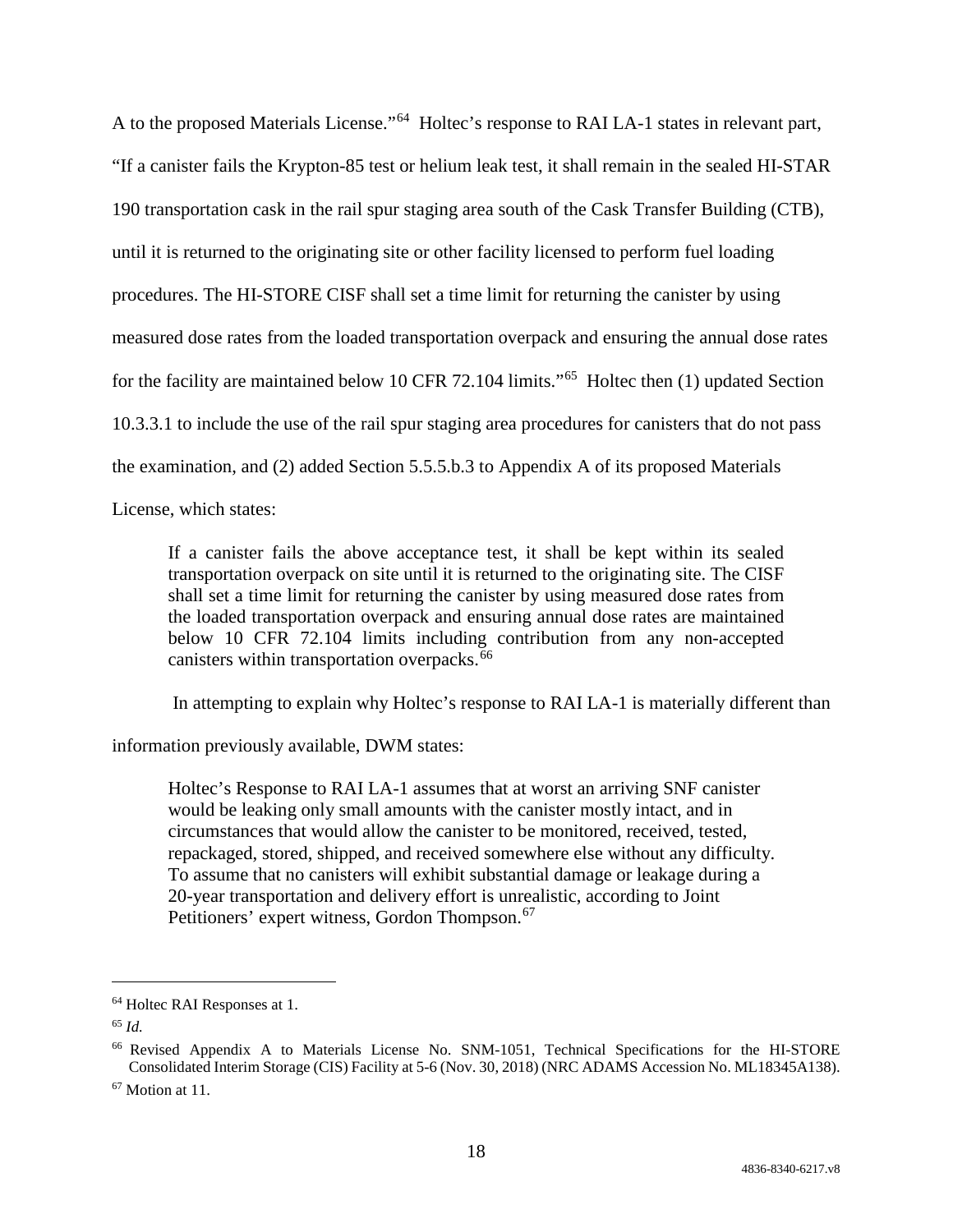A to the proposed Materials License."[64] Holtec's response to RAI LA-1 states in relevant part, "If a canister fails the Krypton-85 test or helium leak test, it shall remain in the sealed HI-STAR 190 transportation cask in the rail spur staging area south of the Cask Transfer Building (CTB), until it is returned to the originating site or other facility licensed to perform fuel loading procedures. The HI-STORE CISF shall set a time limit for returning the canister by using measured dose rates from the loaded transportation overpack and ensuring the annual dose rates for the facility are maintained below 10 CFR 72.104 limits."[65] Holtec then (1) updated Section 10.3.3.1 to include the use of the rail spur staging area procedures for canisters that do not pass the examination, and (2) added Section 5.5.5.b.3 to Appendix A of its proposed Materials License, which states:

> If a canister fails the above acceptance test, it shall be kept within its sealed transportation overpack on site until it is returned to the originating site. The CISF shall set a time limit for returning the canister by using measured dose rates from the loaded transportation overpack and ensuring annual dose rates are maintained below 10 CFR 72.104 limits including contribution from any non-accepted canisters within transportation overpacks.[66]

In attempting to explain why Holtec's response to RAI LA-1 is materially different than information previously available, DWM states:

> Holtec's Response to RAI LA-1 assumes that at worst an arriving SNF canister would be leaking only small amounts with the canister mostly intact, and in circumstances that would allow the canister to be monitored, received, tested, repackaged, stored, shipped, and received somewhere else without any difficulty. To assume that no canisters will exhibit substantial damage or leakage during a 20-year transportation and delivery effort is unrealistic, according to Joint Petitioners' expert witness, Gordon Thompson.[67]

---

[64] Holtec RAI Responses at 1.

[65] *Id.*

[66] Revised Appendix A to Materials License No. SNM-1051, Technical Specifications for the HI-STORE Consolidated Interim Storage (CIS) Facility at 5-6 (Nov. 30, 2018) (NRC ADAMS Accession No. ML18345A138).

[67] Motion at 11.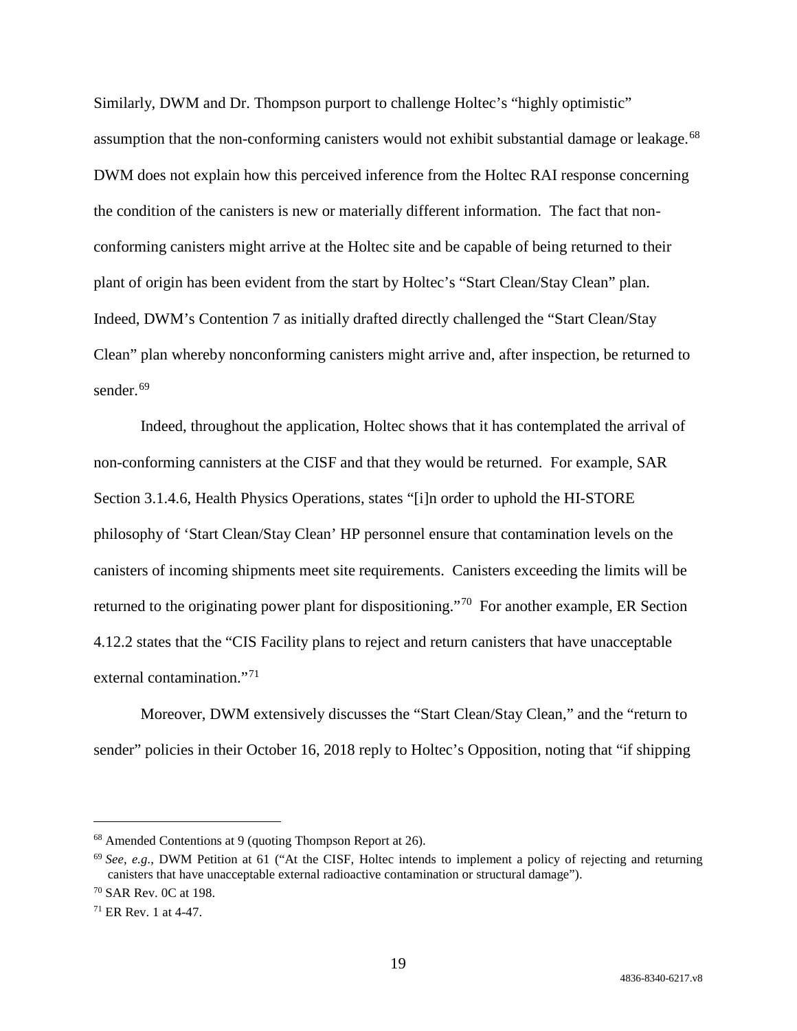Similarly, DWM and Dr. Thompson purport to challenge Holtec's "highly optimistic" assumption that the non-conforming canisters would not exhibit substantial damage or leakage.[68] DWM does not explain how this perceived inference from the Holtec RAI response concerning the condition of the canisters is new or materially different information. The fact that non-conforming canisters might arrive at the Holtec site and be capable of being returned to their plant of origin has been evident from the start by Holtec's "Start Clean/Stay Clean" plan. Indeed, DWM's Contention 7 as initially drafted directly challenged the "Start Clean/Stay Clean" plan whereby nonconforming canisters might arrive and, after inspection, be returned to sender.[69]

Indeed, throughout the application, Holtec shows that it has contemplated the arrival of non-conforming cannisters at the CISF and that they would be returned. For example, SAR Section 3.1.4.6, Health Physics Operations, states "[i]n order to uphold the HI-STORE philosophy of 'Start Clean/Stay Clean' HP personnel ensure that contamination levels on the canisters of incoming shipments meet site requirements. Canisters exceeding the limits will be returned to the originating power plant for dispositioning."[70] For another example, ER Section 4.12.2 states that the "CIS Facility plans to reject and return canisters that have unacceptable external contamination."[71]

Moreover, DWM extensively discusses the "Start Clean/Stay Clean," and the "return to sender" policies in their October 16, 2018 reply to Holtec's Opposition, noting that "if shipping

---

[68] Amended Contentions at 9 (quoting Thompson Report at 26).

[69] *See, e.g.*, DWM Petition at 61 ("At the CISF, Holtec intends to implement a policy of rejecting and returning canisters that have unacceptable external radioactive contamination or structural damage").

[70] SAR Rev. 0C at 198.

[71] ER Rev. 1 at 4-47.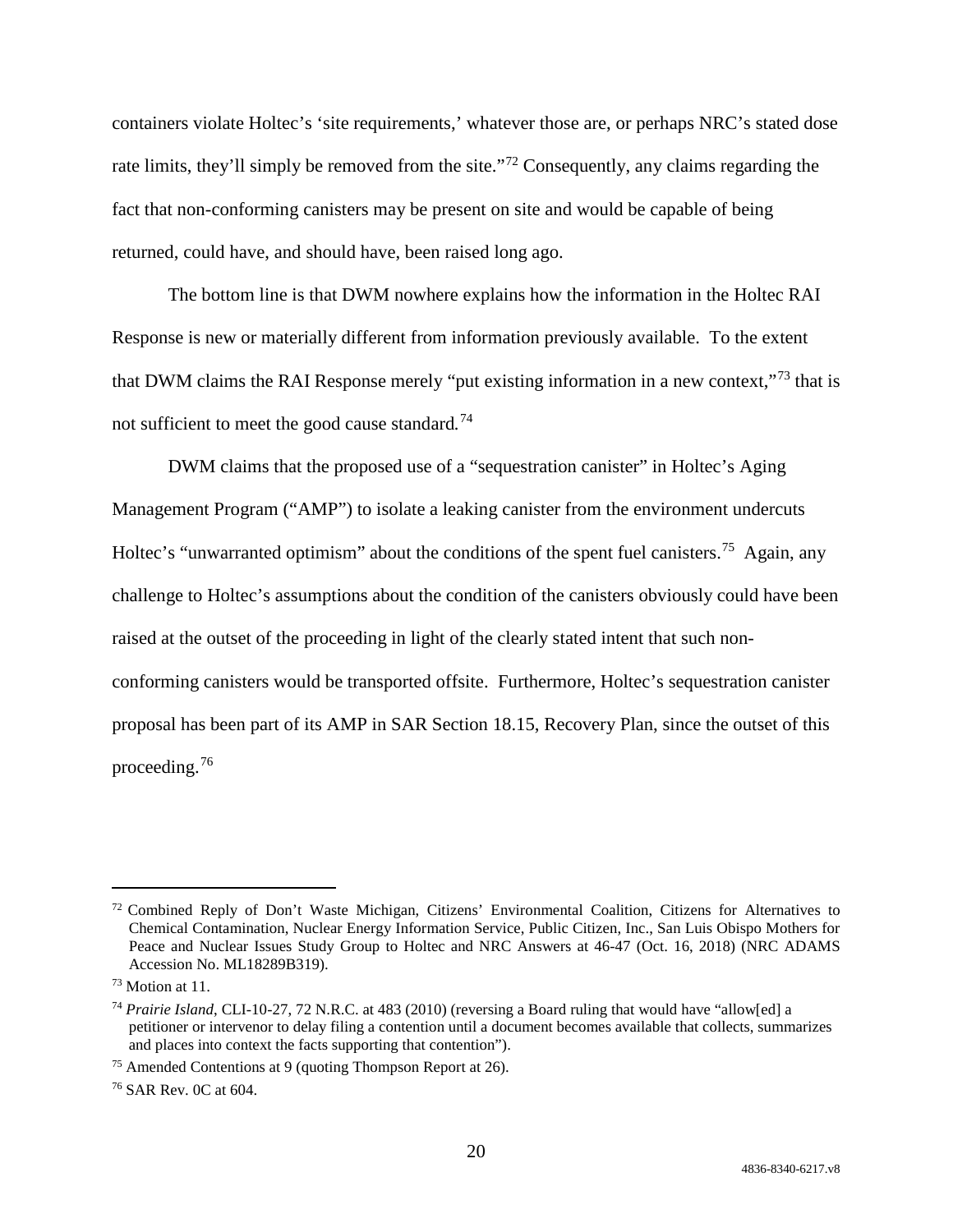containers violate Holtec's 'site requirements,' whatever those are, or perhaps NRC's stated dose rate limits, they'll simply be removed from the site."[72] Consequently, any claims regarding the fact that non-conforming canisters may be present on site and would be capable of being returned, could have, and should have, been raised long ago.

The bottom line is that DWM nowhere explains how the information in the Holtec RAI Response is new or materially different from information previously available. To the extent that DWM claims the RAI Response merely "put existing information in a new context,"[73] that is not sufficient to meet the good cause standard.[74]

DWM claims that the proposed use of a "sequestration canister" in Holtec's Aging Management Program ("AMP") to isolate a leaking canister from the environment undercuts Holtec's "unwarranted optimism" about the conditions of the spent fuel canisters.[75] Again, any challenge to Holtec's assumptions about the condition of the canisters obviously could have been raised at the outset of the proceeding in light of the clearly stated intent that such non-conforming canisters would be transported offsite. Furthermore, Holtec's sequestration canister proposal has been part of its AMP in SAR Section 18.15, Recovery Plan, since the outset of this proceeding.[76]

---

[72] Combined Reply of Don't Waste Michigan, Citizens' Environmental Coalition, Citizens for Alternatives to Chemical Contamination, Nuclear Energy Information Service, Public Citizen, Inc., San Luis Obispo Mothers for Peace and Nuclear Issues Study Group to Holtec and NRC Answers at 46-47 (Oct. 16, 2018) (NRC ADAMS Accession No. ML18289B319).

[73] Motion at 11.

[74] *Prairie Island*, CLI-10-27, 72 N.R.C. at 483 (2010) (reversing a Board ruling that would have "allow[ed] a petitioner or intervenor to delay filing a contention until a document becomes available that collects, summarizes and places into context the facts supporting that contention").

[75] Amended Contentions at 9 (quoting Thompson Report at 26).

[76] SAR Rev. 0C at 604.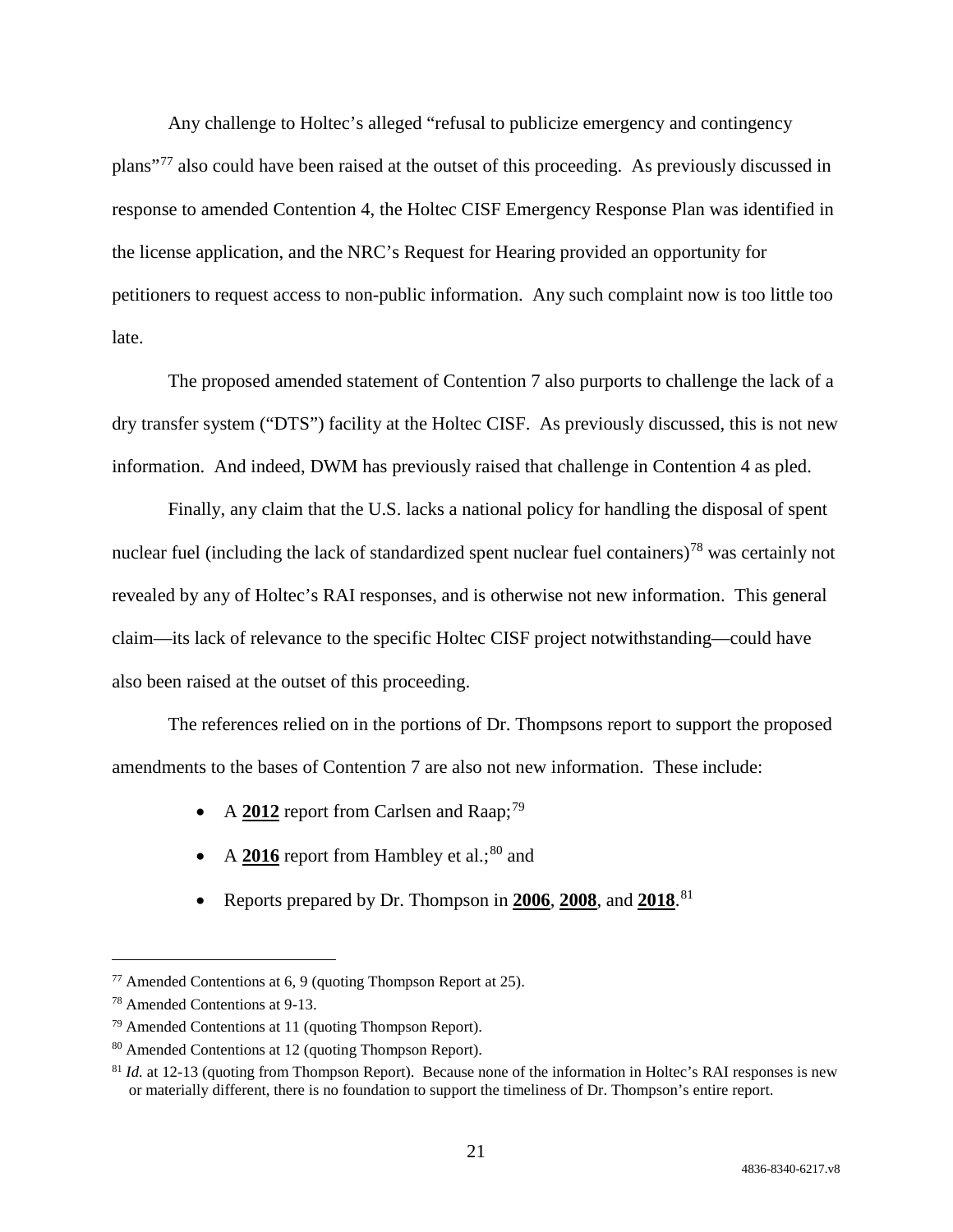Any challenge to Holtec's alleged "refusal to publicize emergency and contingency plans"[77] also could have been raised at the outset of this proceeding. As previously discussed in response to amended Contention 4, the Holtec CISF Emergency Response Plan was identified in the license application, and the NRC's Request for Hearing provided an opportunity for petitioners to request access to non-public information. Any such complaint now is too little too late.

The proposed amended statement of Contention 7 also purports to challenge the lack of a dry transfer system ("DTS") facility at the Holtec CISF. As previously discussed, this is not new information. And indeed, DWM has previously raised that challenge in Contention 4 as pled.

Finally, any claim that the U.S. lacks a national policy for handling the disposal of spent nuclear fuel (including the lack of standardized spent nuclear fuel containers)[78] was certainly not revealed by any of Holtec's RAI responses, and is otherwise not new information. This general claim—its lack of relevance to the specific Holtec CISF project notwithstanding—could have also been raised at the outset of this proceeding.

The references relied on in the portions of Dr. Thompsons report to support the proposed amendments to the bases of Contention 7 are also not new information. These include:

- A **2012** report from Carlsen and Raap;[79]
- A **2016** report from Hambley et al.;[80] and
- Reports prepared by Dr. Thompson in **2006**, **2008**, and **2018**.[81]

---

[77] Amended Contentions at 6, 9 (quoting Thompson Report at 25).

[78] Amended Contentions at 9-13.

[79] Amended Contentions at 11 (quoting Thompson Report).

[80] Amended Contentions at 12 (quoting Thompson Report).

[81] *Id.* at 12-13 (quoting from Thompson Report). Because none of the information in Holtec's RAI responses is new or materially different, there is no foundation to support the timeliness of Dr. Thompson's entire report.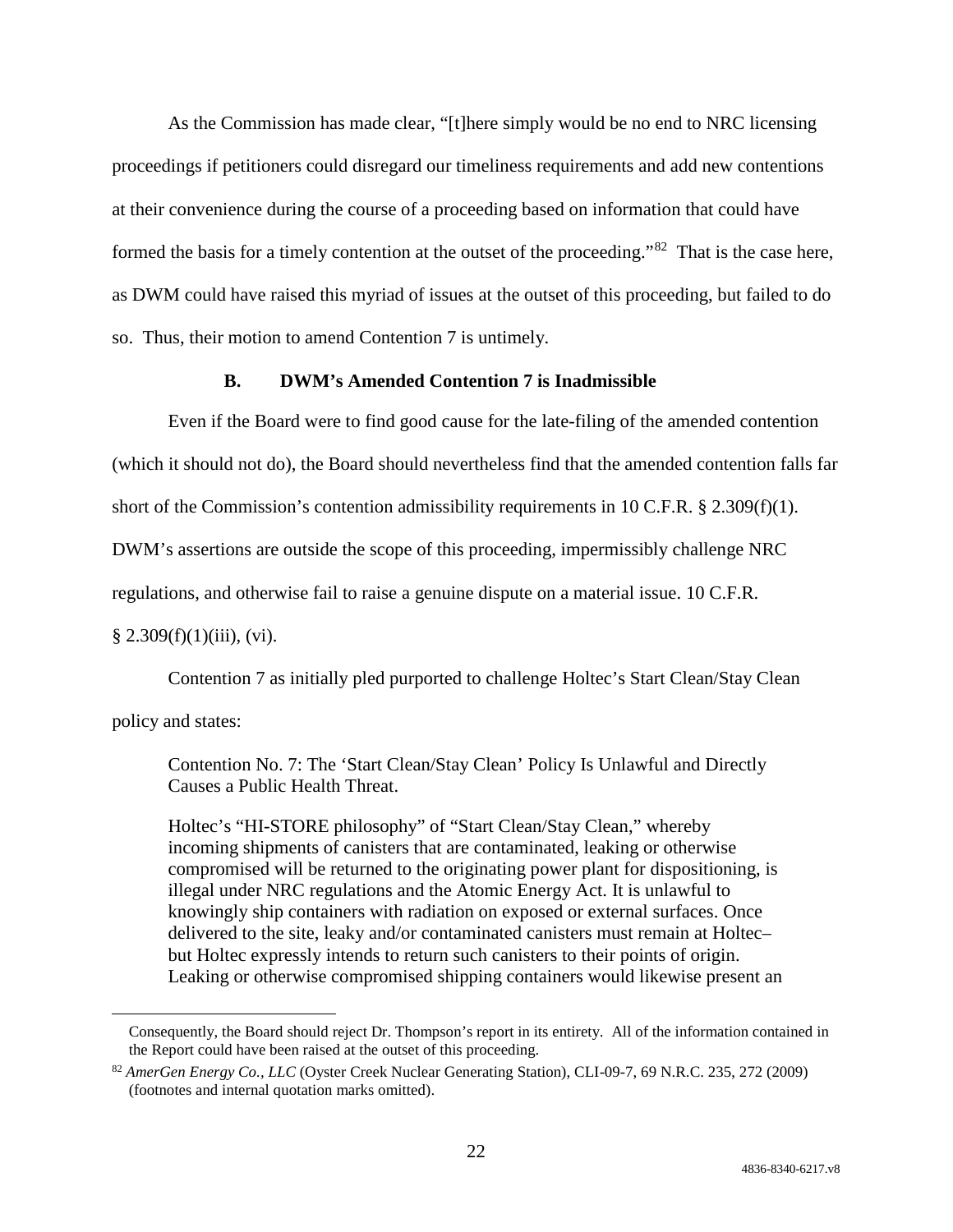As the Commission has made clear, "[t]here simply would be no end to NRC licensing proceedings if petitioners could disregard our timeliness requirements and add new contentions at their convenience during the course of a proceeding based on information that could have formed the basis for a timely contention at the outset of the proceeding."[82] That is the case here, as DWM could have raised this myriad of issues at the outset of this proceeding, but failed to do so. Thus, their motion to amend Contention 7 is untimely.

### B. DWM's Amended Contention 7 is Inadmissible

Even if the Board were to find good cause for the late-filing of the amended contention (which it should not do), the Board should nevertheless find that the amended contention falls far short of the Commission's contention admissibility requirements in 10 C.F.R. § 2.309(f)(1). DWM's assertions are outside the scope of this proceeding, impermissibly challenge NRC regulations, and otherwise fail to raise a genuine dispute on a material issue. 10 C.F.R. § 2.309(f)(1)(iii), (vi).

Contention 7 as initially pled purported to challenge Holtec's Start Clean/Stay Clean policy and states:

> Contention No. 7: The 'Start Clean/Stay Clean' Policy Is Unlawful and Directly Causes a Public Health Threat.
>
> Holtec's "HI-STORE philosophy" of "Start Clean/Stay Clean," whereby incoming shipments of canisters that are contaminated, leaking or otherwise compromised will be returned to the originating power plant for dispositioning, is illegal under NRC regulations and the Atomic Energy Act. It is unlawful to knowingly ship containers with radiation on exposed or external surfaces. Once delivered to the site, leaky and/or contaminated canisters must remain at Holtec– but Holtec expressly intends to return such canisters to their points of origin. Leaking or otherwise compromised shipping containers would likewise present an

---

Consequently, the Board should reject Dr. Thompson's report in its entirety. All of the information contained in the Report could have been raised at the outset of this proceeding.

[82] *AmerGen Energy Co., LLC* (Oyster Creek Nuclear Generating Station), CLI-09-7, 69 N.R.C. 235, 272 (2009) (footnotes and internal quotation marks omitted).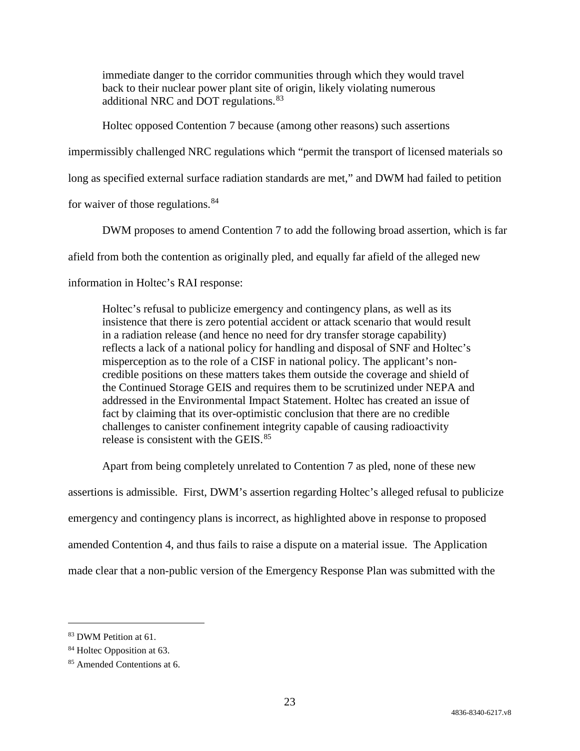> immediate danger to the corridor communities through which they would travel back to their nuclear power plant site of origin, likely violating numerous additional NRC and DOT regulations.[83]

Holtec opposed Contention 7 because (among other reasons) such assertions impermissibly challenged NRC regulations which "permit the transport of licensed materials so long as specified external surface radiation standards are met," and DWM had failed to petition for waiver of those regulations.[84]

DWM proposes to amend Contention 7 to add the following broad assertion, which is far afield from both the contention as originally pled, and equally far afield of the alleged new information in Holtec's RAI response:

> Holtec's refusal to publicize emergency and contingency plans, as well as its insistence that there is zero potential accident or attack scenario that would result in a radiation release (and hence no need for dry transfer storage capability) reflects a lack of a national policy for handling and disposal of SNF and Holtec's misperception as to the role of a CISF in national policy. The applicant's non-credible positions on these matters takes them outside the coverage and shield of the Continued Storage GEIS and requires them to be scrutinized under NEPA and addressed in the Environmental Impact Statement. Holtec has created an issue of fact by claiming that its over-optimistic conclusion that there are no credible challenges to canister confinement integrity capable of causing radioactivity release is consistent with the GEIS.[85]

Apart from being completely unrelated to Contention 7 as pled, none of these new assertions is admissible. First, DWM's assertion regarding Holtec's alleged refusal to publicize emergency and contingency plans is incorrect, as highlighted above in response to proposed amended Contention 4, and thus fails to raise a dispute on a material issue. The Application made clear that a non-public version of the Emergency Response Plan was submitted with the

---

[83] DWM Petition at 61.

[84] Holtec Opposition at 63.

[85] Amended Contentions at 6.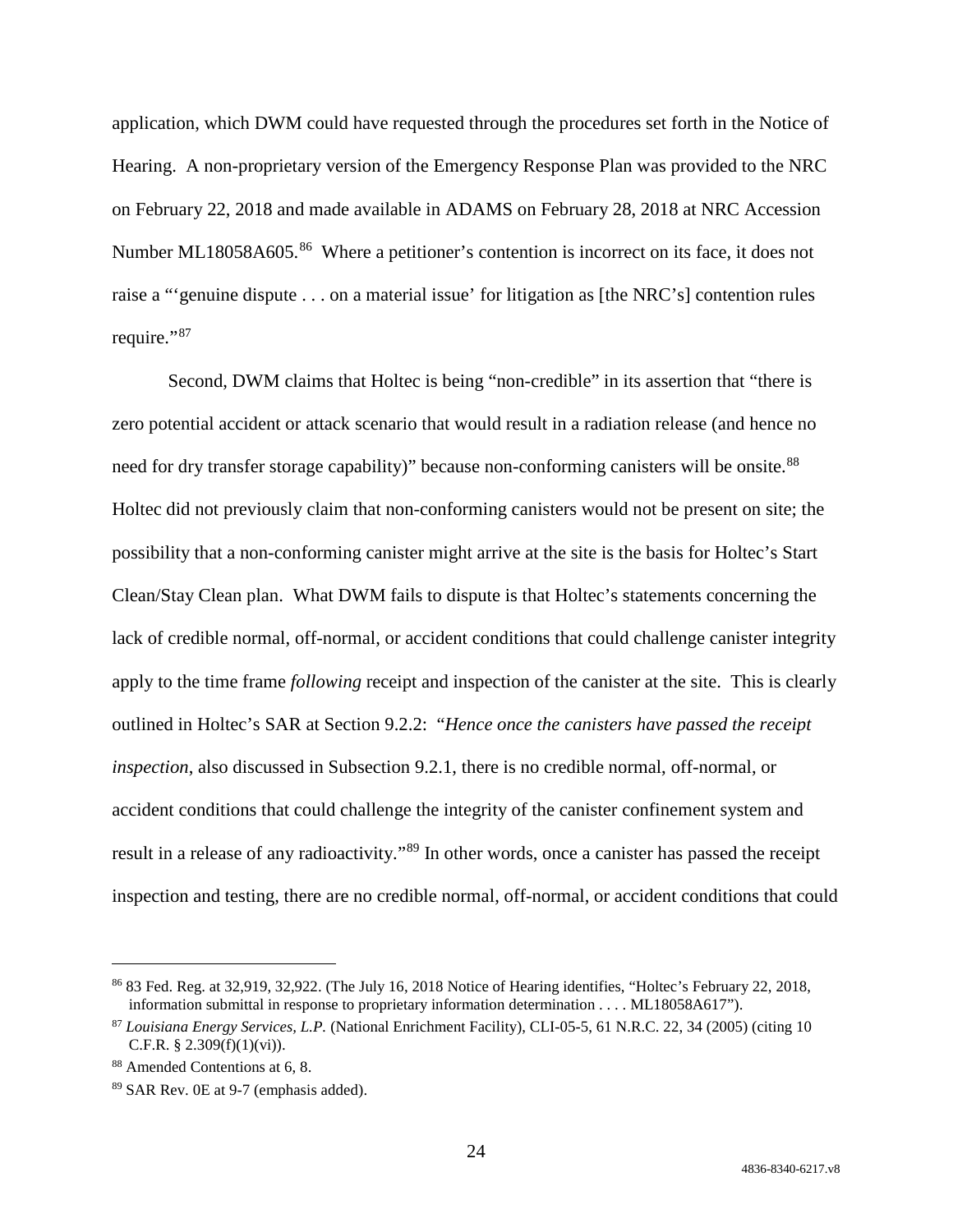application, which DWM could have requested through the procedures set forth in the Notice of Hearing. A non-proprietary version of the Emergency Response Plan was provided to the NRC on February 22, 2018 and made available in ADAMS on February 28, 2018 at NRC Accession Number ML18058A605.[86] Where a petitioner's contention is incorrect on its face, it does not raise a "'genuine dispute . . . on a material issue' for litigation as [the NRC's] contention rules require."[87]

Second, DWM claims that Holtec is being "non-credible" in its assertion that "there is zero potential accident or attack scenario that would result in a radiation release (and hence no need for dry transfer storage capability)" because non-conforming canisters will be onsite.[88] Holtec did not previously claim that non-conforming canisters would not be present on site; the possibility that a non-conforming canister might arrive at the site is the basis for Holtec's Start Clean/Stay Clean plan. What DWM fails to dispute is that Holtec's statements concerning the lack of credible normal, off-normal, or accident conditions that could challenge canister integrity apply to the time frame *following* receipt and inspection of the canister at the site. This is clearly outlined in Holtec's SAR at Section 9.2.2: "*Hence once the canisters have passed the receipt inspection*, also discussed in Subsection 9.2.1, there is no credible normal, off-normal, or accident conditions that could challenge the integrity of the canister confinement system and result in a release of any radioactivity."[89] In other words, once a canister has passed the receipt inspection and testing, there are no credible normal, off-normal, or accident conditions that could

---

[86] 83 Fed. Reg. at 32,919, 32,922. (The July 16, 2018 Notice of Hearing identifies, "Holtec's February 22, 2018, information submittal in response to proprietary information determination . . . . ML18058A617").

[87] *Louisiana Energy Services, L.P.* (National Enrichment Facility), CLI-05-5, 61 N.R.C. 22, 34 (2005) (citing 10 C.F.R. § 2.309(f)(1)(vi)).

[88] Amended Contentions at 6, 8.

[89] SAR Rev. 0E at 9-7 (emphasis added).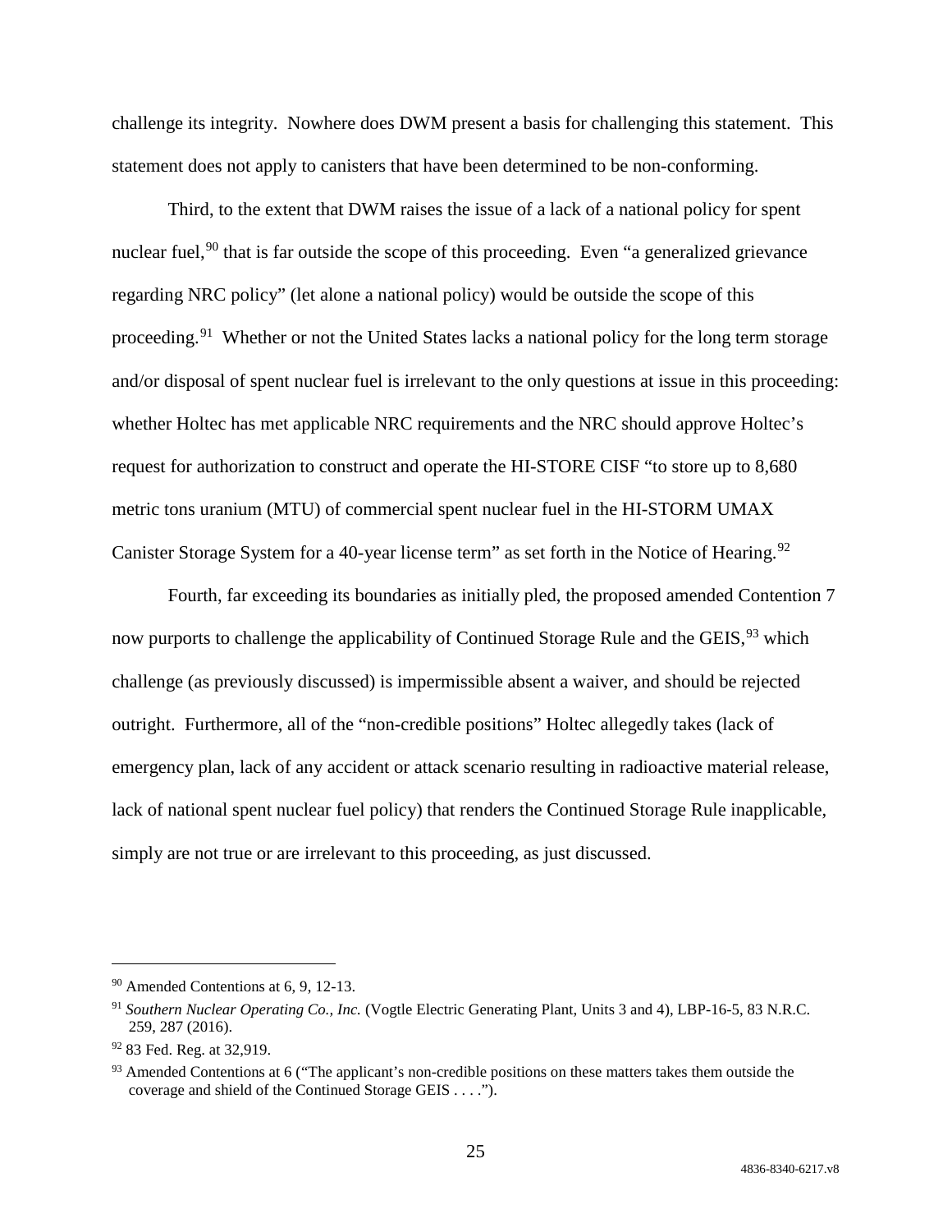challenge its integrity. Nowhere does DWM present a basis for challenging this statement. This statement does not apply to canisters that have been determined to be non-conforming.

Third, to the extent that DWM raises the issue of a lack of a national policy for spent nuclear fuel,[90] that is far outside the scope of this proceeding. Even "a generalized grievance regarding NRC policy" (let alone a national policy) would be outside the scope of this proceeding.[91] Whether or not the United States lacks a national policy for the long term storage and/or disposal of spent nuclear fuel is irrelevant to the only questions at issue in this proceeding: whether Holtec has met applicable NRC requirements and the NRC should approve Holtec's request for authorization to construct and operate the HI-STORE CISF "to store up to 8,680 metric tons uranium (MTU) of commercial spent nuclear fuel in the HI-STORM UMAX Canister Storage System for a 40-year license term" as set forth in the Notice of Hearing.[92]

Fourth, far exceeding its boundaries as initially pled, the proposed amended Contention 7 now purports to challenge the applicability of Continued Storage Rule and the GEIS,[93] which challenge (as previously discussed) is impermissible absent a waiver, and should be rejected outright. Furthermore, all of the "non-credible positions" Holtec allegedly takes (lack of emergency plan, lack of any accident or attack scenario resulting in radioactive material release, lack of national spent nuclear fuel policy) that renders the Continued Storage Rule inapplicable, simply are not true or are irrelevant to this proceeding, as just discussed.

---

[90] Amended Contentions at 6, 9, 12-13.

[91] *Southern Nuclear Operating Co., Inc.* (Vogtle Electric Generating Plant, Units 3 and 4), LBP-16-5, 83 N.R.C. 259, 287 (2016).

[92] 83 Fed. Reg. at 32,919.

[93] Amended Contentions at 6 ("The applicant's non-credible positions on these matters takes them outside the coverage and shield of the Continued Storage GEIS . . . .").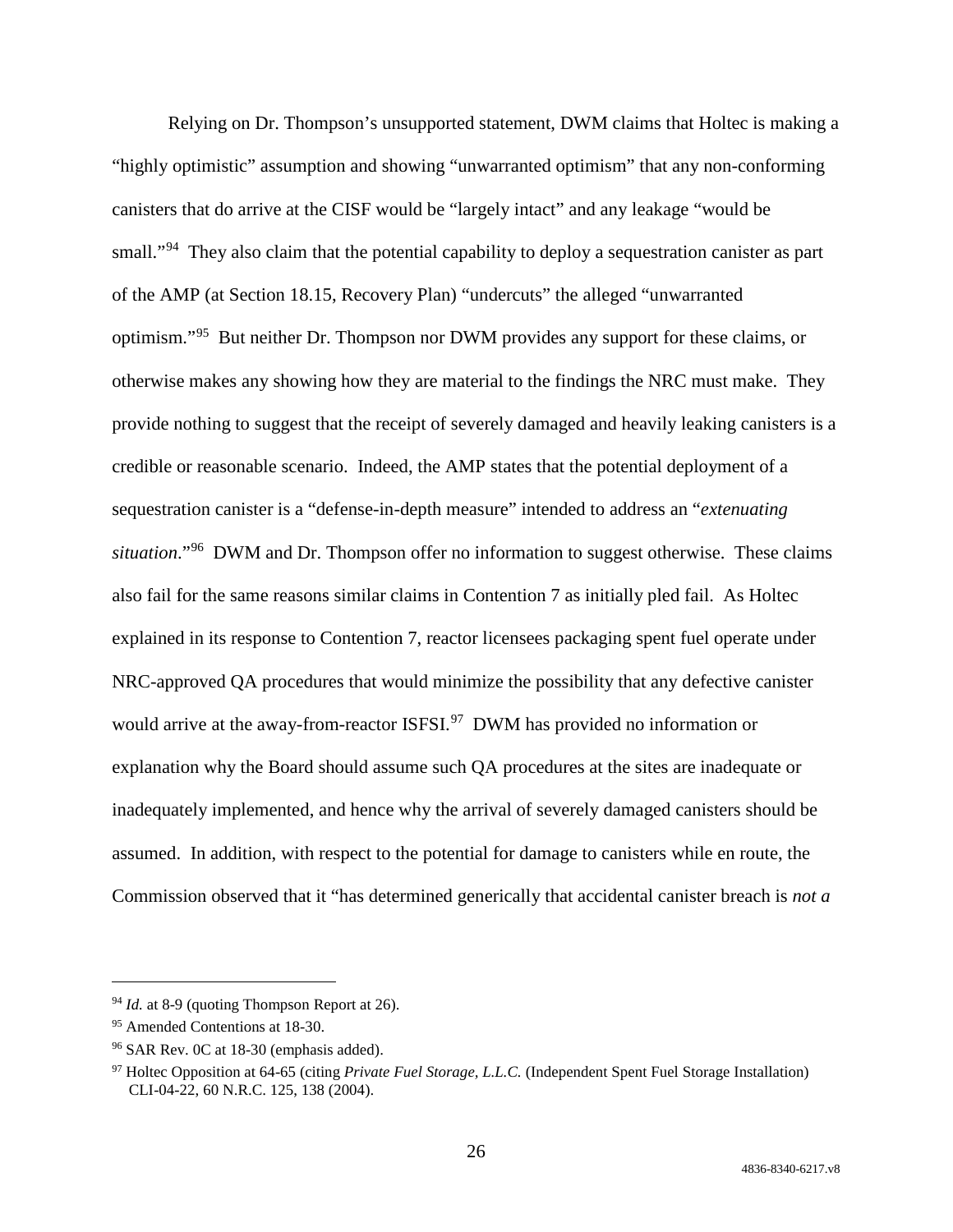Relying on Dr. Thompson's unsupported statement, DWM claims that Holtec is making a "highly optimistic" assumption and showing "unwarranted optimism" that any non-conforming canisters that do arrive at the CISF would be "largely intact" and any leakage "would be small."[94] They also claim that the potential capability to deploy a sequestration canister as part of the AMP (at Section 18.15, Recovery Plan) "undercuts" the alleged "unwarranted optimism."[95] But neither Dr. Thompson nor DWM provides any support for these claims, or otherwise makes any showing how they are material to the findings the NRC must make. They provide nothing to suggest that the receipt of severely damaged and heavily leaking canisters is a credible or reasonable scenario. Indeed, the AMP states that the potential deployment of a sequestration canister is a "defense-in-depth measure" intended to address an "*extenuating situation*."[96] DWM and Dr. Thompson offer no information to suggest otherwise. These claims also fail for the same reasons similar claims in Contention 7 as initially pled fail. As Holtec explained in its response to Contention 7, reactor licensees packaging spent fuel operate under NRC-approved QA procedures that would minimize the possibility that any defective canister would arrive at the away-from-reactor ISFSI.[97] DWM has provided no information or explanation why the Board should assume such QA procedures at the sites are inadequate or inadequately implemented, and hence why the arrival of severely damaged canisters should be assumed. In addition, with respect to the potential for damage to canisters while en route, the Commission observed that it "has determined generically that accidental canister breach is *not a*

---

[94] *Id.* at 8-9 (quoting Thompson Report at 26).

[95] Amended Contentions at 18-30.

[96] SAR Rev. 0C at 18-30 (emphasis added).

[97] Holtec Opposition at 64-65 (citing *Private Fuel Storage, L.L.C.* (Independent Spent Fuel Storage Installation) CLI-04-22, 60 N.R.C. 125, 138 (2004).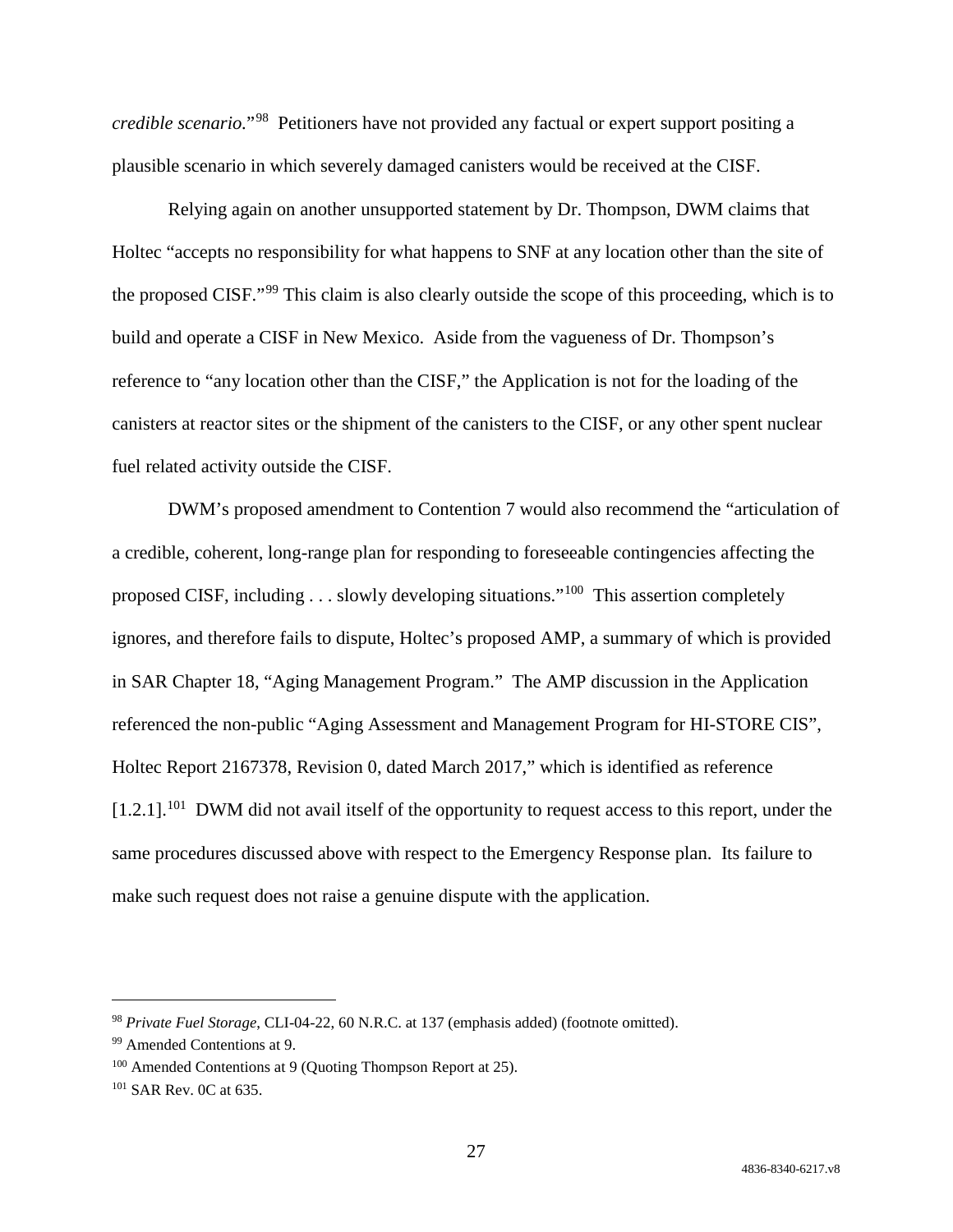*credible scenario*."[98] Petitioners have not provided any factual or expert support positing a plausible scenario in which severely damaged canisters would be received at the CISF.

Relying again on another unsupported statement by Dr. Thompson, DWM claims that Holtec "accepts no responsibility for what happens to SNF at any location other than the site of the proposed CISF."[99] This claim is also clearly outside the scope of this proceeding, which is to build and operate a CISF in New Mexico. Aside from the vagueness of Dr. Thompson's reference to "any location other than the CISF," the Application is not for the loading of the canisters at reactor sites or the shipment of the canisters to the CISF, or any other spent nuclear fuel related activity outside the CISF.

DWM's proposed amendment to Contention 7 would also recommend the "articulation of a credible, coherent, long-range plan for responding to foreseeable contingencies affecting the proposed CISF, including . . . slowly developing situations."[100] This assertion completely ignores, and therefore fails to dispute, Holtec's proposed AMP, a summary of which is provided in SAR Chapter 18, "Aging Management Program." The AMP discussion in the Application referenced the non-public "Aging Assessment and Management Program for HI-STORE CIS", Holtec Report 2167378, Revision 0, dated March 2017," which is identified as reference [1.2.1].[101] DWM did not avail itself of the opportunity to request access to this report, under the same procedures discussed above with respect to the Emergency Response plan. Its failure to make such request does not raise a genuine dispute with the application.

---

[98] *Private Fuel Storage*, CLI-04-22, 60 N.R.C. at 137 (emphasis added) (footnote omitted).

[99] Amended Contentions at 9.

[100] Amended Contentions at 9 (Quoting Thompson Report at 25).

[101] SAR Rev. 0C at 635.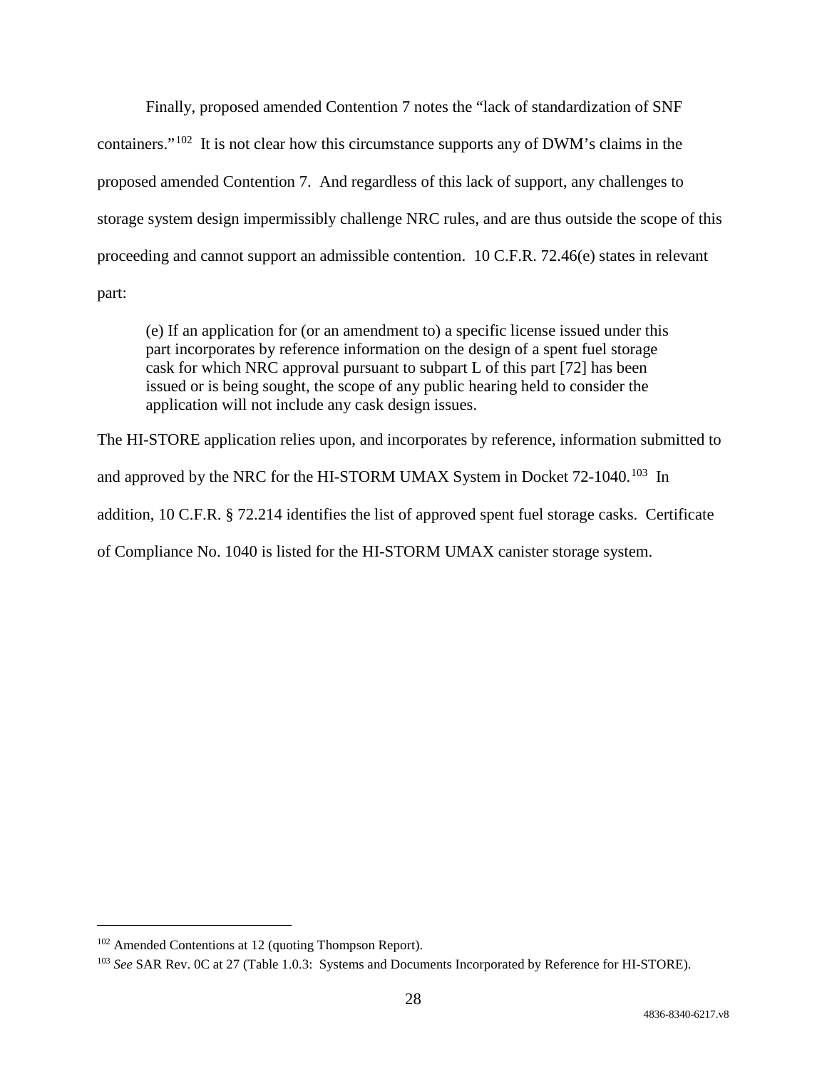Finally, proposed amended Contention 7 notes the "lack of standardization of SNF containers."[102] It is not clear how this circumstance supports any of DWM's claims in the proposed amended Contention 7. And regardless of this lack of support, any challenges to storage system design impermissibly challenge NRC rules, and are thus outside the scope of this proceeding and cannot support an admissible contention. 10 C.F.R. 72.46(e) states in relevant part:

> (e) If an application for (or an amendment to) a specific license issued under this part incorporates by reference information on the design of a spent fuel storage cask for which NRC approval pursuant to subpart L of this part [72] has been issued or is being sought, the scope of any public hearing held to consider the application will not include any cask design issues.

The HI-STORE application relies upon, and incorporates by reference, information submitted to and approved by the NRC for the HI-STORM UMAX System in Docket 72-1040.[103] In addition, 10 C.F.R. § 72.214 identifies the list of approved spent fuel storage casks. Certificate of Compliance No. 1040 is listed for the HI-STORM UMAX canister storage system.

---

[102] Amended Contentions at 12 (quoting Thompson Report).

[103] *See* SAR Rev. 0C at 27 (Table 1.0.3: Systems and Documents Incorporated by Reference for HI-STORE).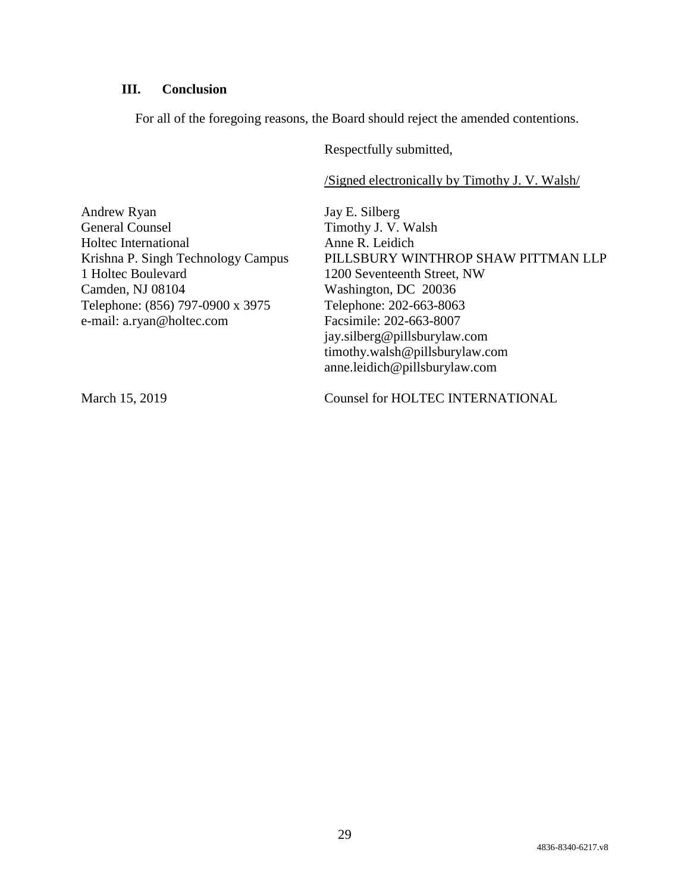## III. Conclusion

For all of the foregoing reasons, the Board should reject the amended contentions.

Respectfully submitted,

/Signed electronically by Timothy J. V. Walsh/

Jay E. Silberg
Timothy J. V. Walsh
Anne R. Leidich
PILLSBURY WINTHROP SHAW PITTMAN LLP
1200 Seventeenth Street, NW
Washington, DC 20036
Telephone: 202-663-8063
Facsimile: 202-663-8007
jay.silberg@pillsburylaw.com
timothy.walsh@pillsburylaw.com
anne.leidich@pillsburylaw.com

Counsel for HOLTEC INTERNATIONAL

Andrew Ryan
General Counsel
Holtec International
Krishna P. Singh Technology Campus
1 Holtec Boulevard
Camden, NJ 08104
Telephone: (856) 797-0900 x 3975
e-mail: a.ryan@holtec.com

March 15, 2019

4836-8340-6217.v8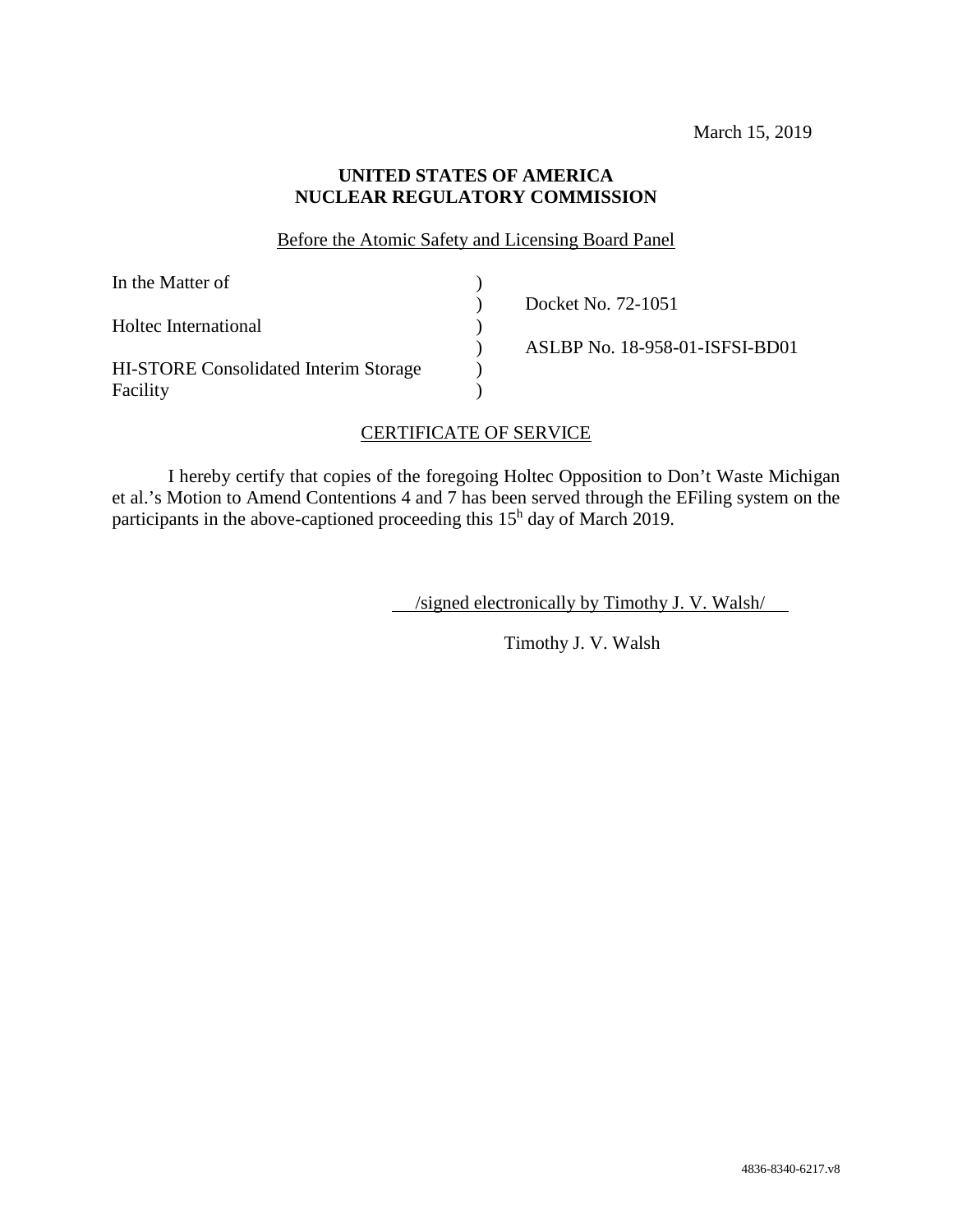March 15, 2019

**UNITED STATES OF AMERICA**
**NUCLEAR REGULATORY COMMISSION**

Before the Atomic Safety and Licensing Board Panel

| | | |
|---|---|---|
| In the Matter of | ) | |
| | ) | Docket No. 72-1051 |
| Holtec International | ) | |
| | ) | ASLBP No. 18-958-01-ISFSI-BD01 |
| HI-STORE Consolidated Interim Storage Facility | ) | |
| | ) | |

CERTIFICATE OF SERVICE

I hereby certify that copies of the foregoing Holtec Opposition to Don't Waste Michigan et al.'s Motion to Amend Contentions 4 and 7 has been served through the EFiling system on the participants in the above-captioned proceeding this 15[h] day of March 2019.

/signed electronically by Timothy J. V. Walsh/

Timothy J. V. Walsh

4836-8340-6217.v8